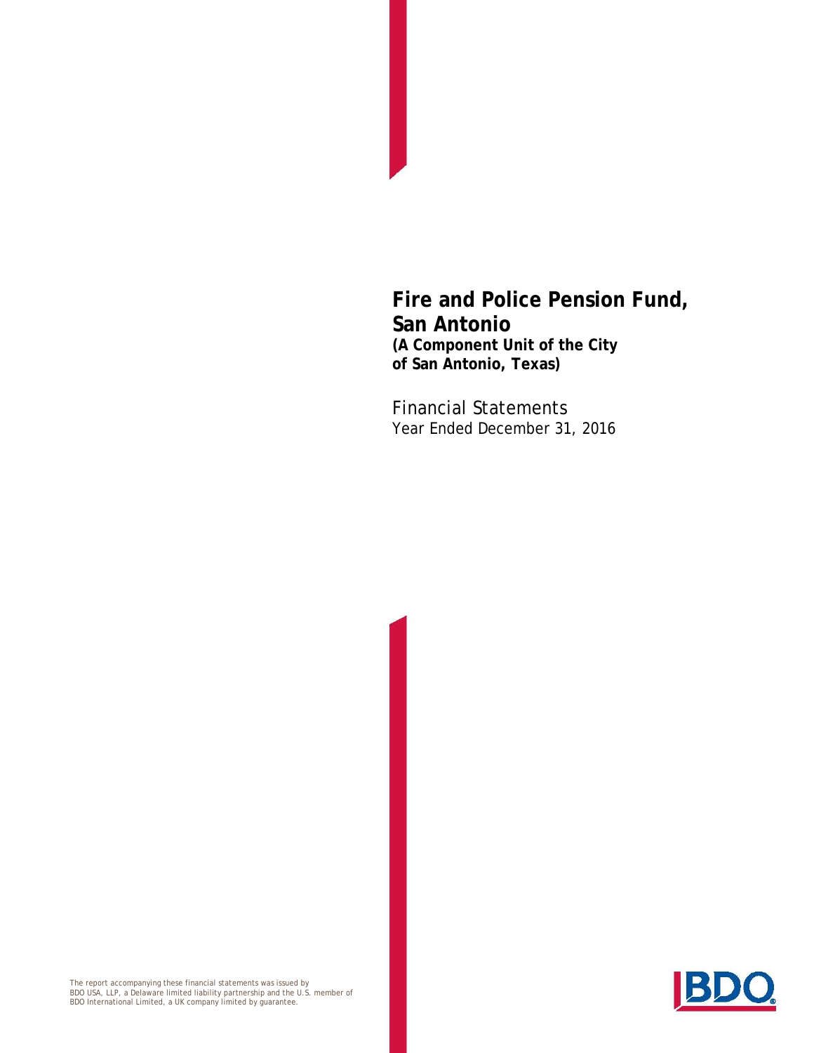# Fire and Police Pension Fund, San Antonio

**(A Component Unit of the City of San Antonio, Texas)**

Financial Statements
Year Ended December 31, 2016

The report accompanying these financial statements was issued by BDO USA, LLP, a Delaware limited liability partnership and the U.S. member of BDO International Limited, a UK company limited by guarantee.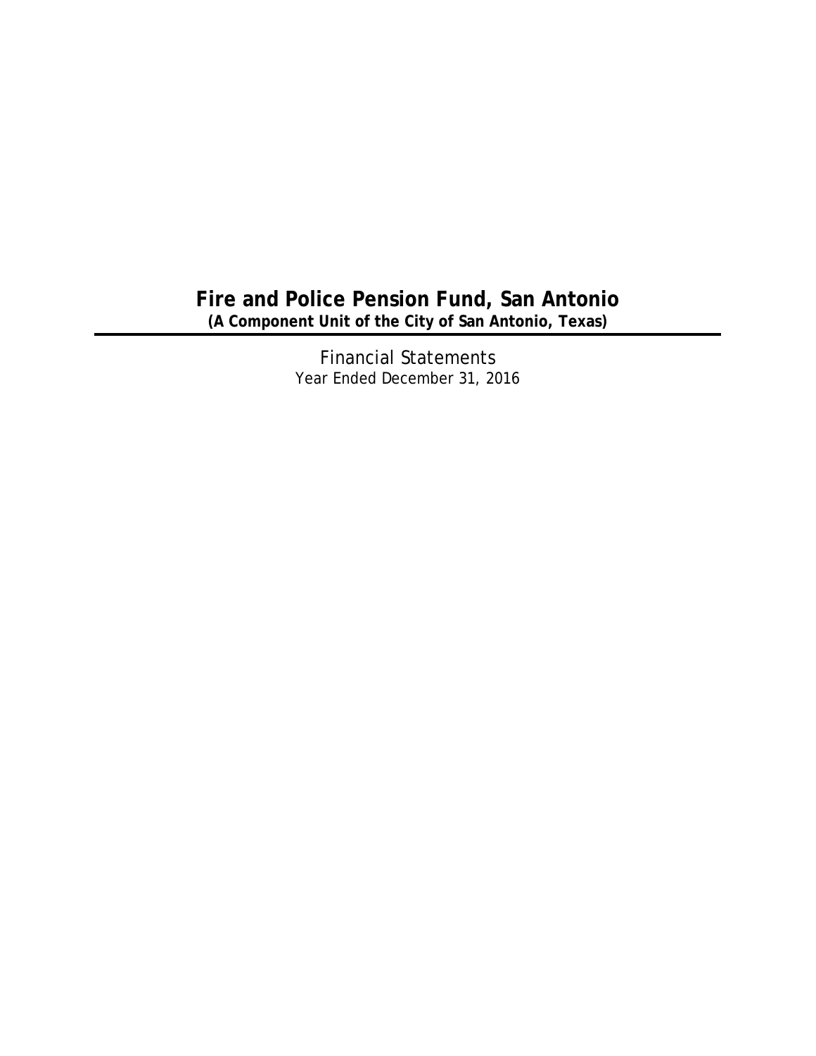# Fire and Police Pension Fund, San Antonio

**(A Component Unit of the City of San Antonio, Texas)**

Financial Statements

Year Ended December 31, 2016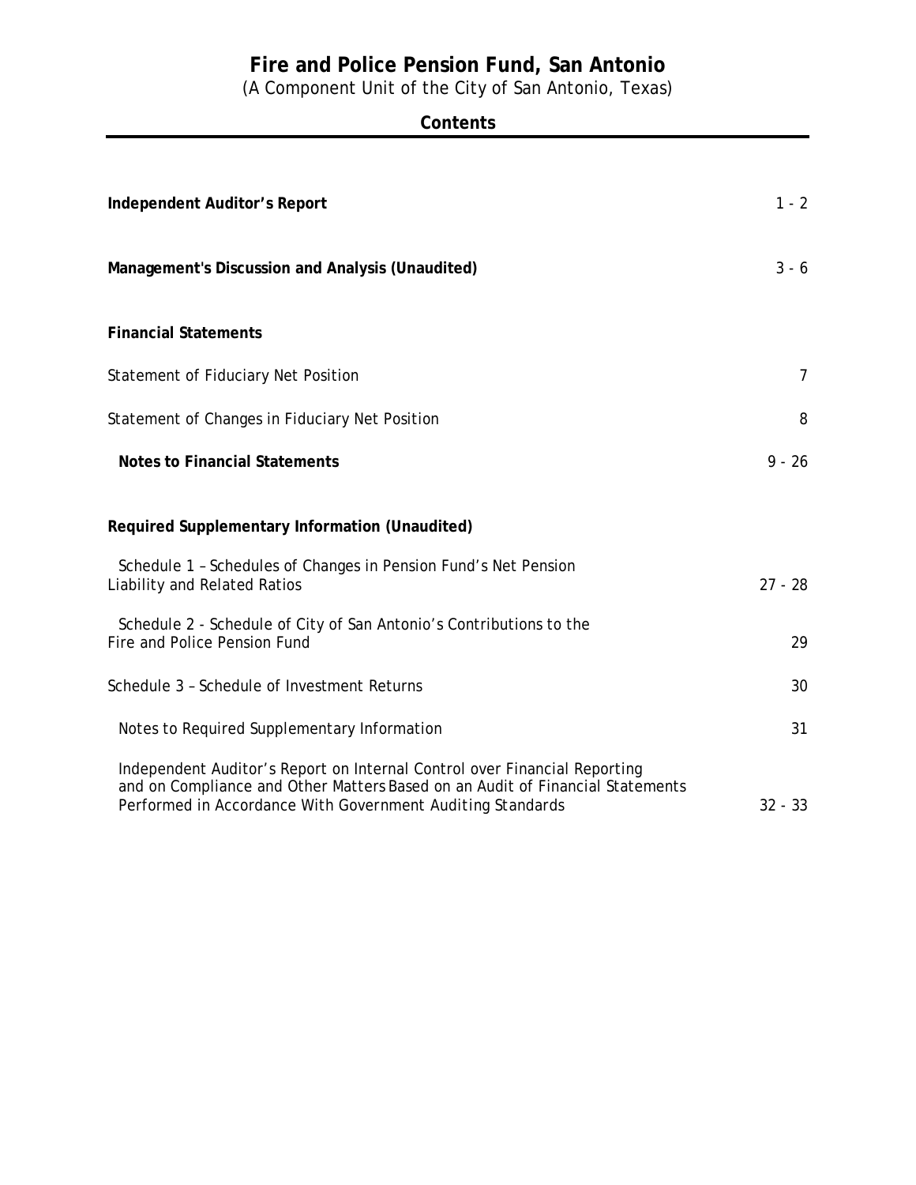# Fire and Police Pension Fund, San Antonio

(A Component Unit of the City of San Antonio, Texas)

## Contents

| | |
|---|---|
| **Independent Auditor's Report** | 1 - 2 |
| **Management's Discussion and Analysis (Unaudited)** | 3 - 6 |
| **Financial Statements** | |
| Statement of Fiduciary Net Position | 7 |
| Statement of Changes in Fiduciary Net Position | 8 |
| **Notes to Financial Statements** | 9 - 26 |
| **Required Supplementary Information (Unaudited)** | |
| Schedule 1 – Schedules of Changes in Pension Fund's Net Pension Liability and Related Ratios | 27 - 28 |
| Schedule 2 - Schedule of City of San Antonio's Contributions to the Fire and Police Pension Fund | 29 |
| Schedule 3 – Schedule of Investment Returns | 30 |
| Notes to Required Supplementary Information | 31 |
| Independent Auditor's Report on Internal Control over Financial Reporting and on Compliance and Other Matters Based on an Audit of Financial Statements Performed in Accordance With Government Auditing Standards | 32 - 33 |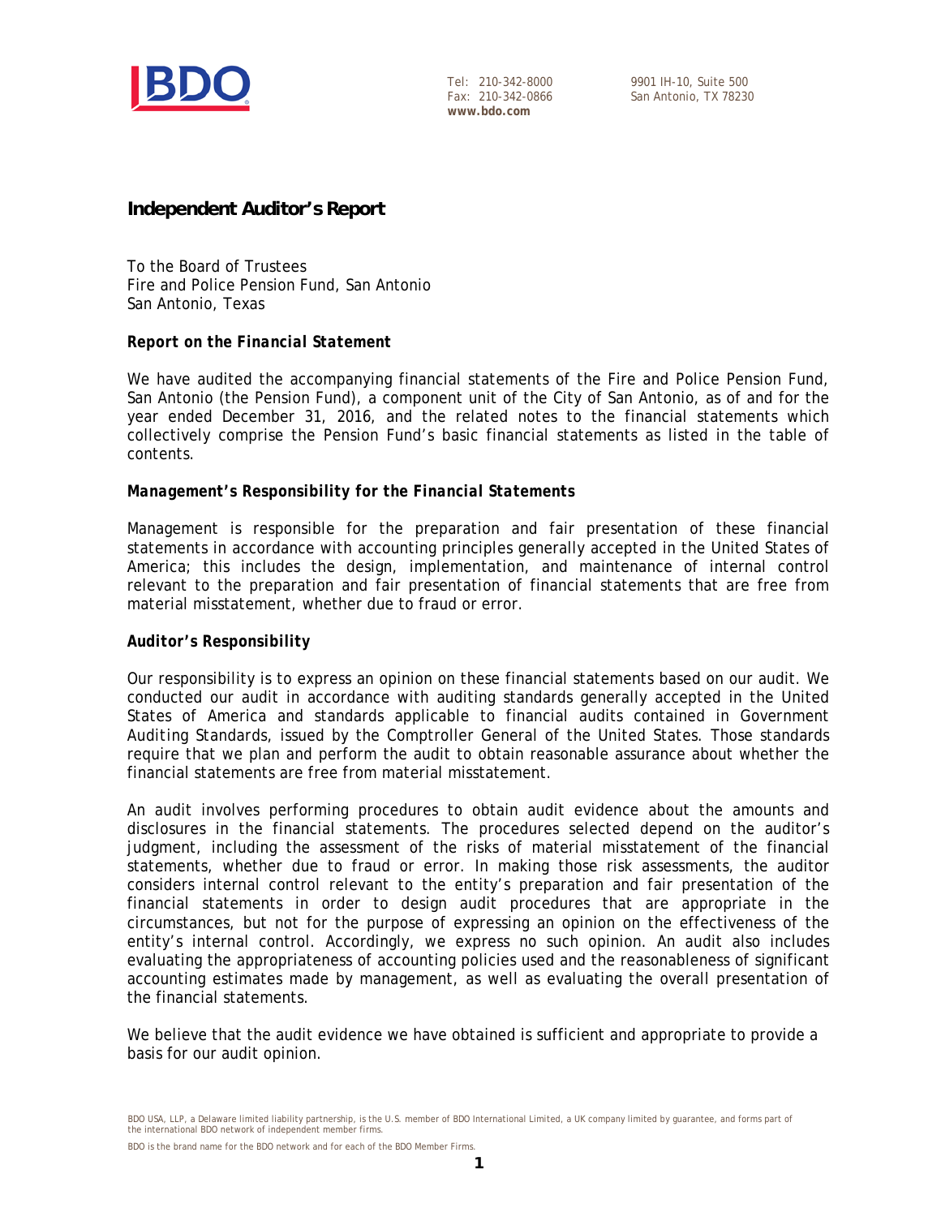Tel: 210-342-8000
Fax: 210-342-0866
**www.bdo.com**

9901 IH-10, Suite 500
San Antonio, TX 78230

## Independent Auditor's Report

To the Board of Trustees
Fire and Police Pension Fund, San Antonio
San Antonio, Texas

### *Report on the Financial Statement*

We have audited the accompanying financial statements of the Fire and Police Pension Fund, San Antonio (the Pension Fund), a component unit of the City of San Antonio, as of and for the year ended December 31, 2016, and the related notes to the financial statements which collectively comprise the Pension Fund's basic financial statements as listed in the table of contents.

### *Management's Responsibility for the Financial Statements*

Management is responsible for the preparation and fair presentation of these financial statements in accordance with accounting principles generally accepted in the United States of America; this includes the design, implementation, and maintenance of internal control relevant to the preparation and fair presentation of financial statements that are free from material misstatement, whether due to fraud or error.

### *Auditor's Responsibility*

Our responsibility is to express an opinion on these financial statements based on our audit. We conducted our audit in accordance with auditing standards generally accepted in the United States of America and standards applicable to financial audits contained in Government Auditing Standards, issued by the Comptroller General of the United States. Those standards require that we plan and perform the audit to obtain reasonable assurance about whether the financial statements are free from material misstatement.

An audit involves performing procedures to obtain audit evidence about the amounts and disclosures in the financial statements. The procedures selected depend on the auditor's judgment, including the assessment of the risks of material misstatement of the financial statements, whether due to fraud or error. In making those risk assessments, the auditor considers internal control relevant to the entity's preparation and fair presentation of the financial statements in order to design audit procedures that are appropriate in the circumstances, but not for the purpose of expressing an opinion on the effectiveness of the entity's internal control. Accordingly, we express no such opinion. An audit also includes evaluating the appropriateness of accounting policies used and the reasonableness of significant accounting estimates made by management, as well as evaluating the overall presentation of the financial statements.

We believe that the audit evidence we have obtained is sufficient and appropriate to provide a basis for our audit opinion.

BDO USA, LLP, a Delaware limited liability partnership, is the U.S. member of BDO International Limited, a UK company limited by guarantee, and forms part of the international BDO network of independent member firms.

BDO is the brand name for the BDO network and for each of the BDO Member Firms.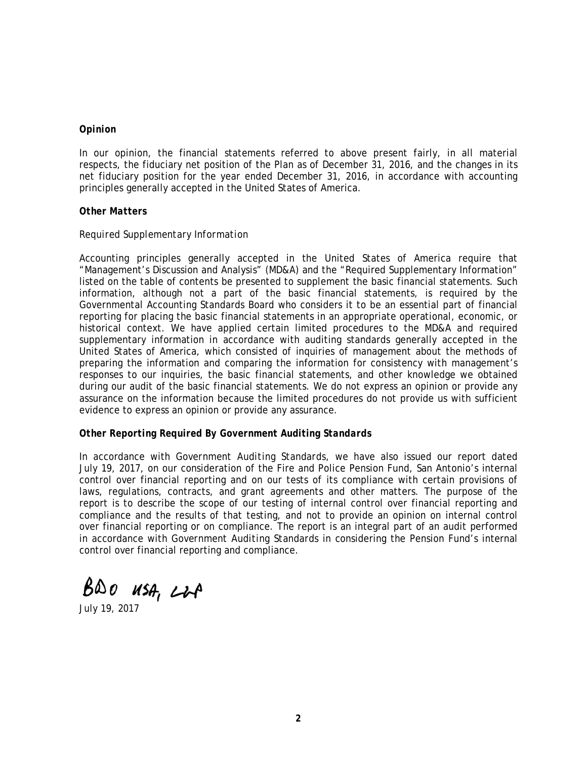**Opinion**

In our opinion, the financial statements referred to above present fairly, in all material respects, the fiduciary net position of the Plan as of December 31, 2016, and the changes in its net fiduciary position for the year ended December 31, 2016, in accordance with accounting principles generally accepted in the United States of America.

**Other Matters**

*Required Supplementary Information*

Accounting principles generally accepted in the United States of America require that "Management's Discussion and Analysis" (MD&A) and the "Required Supplementary Information" listed on the table of contents be presented to supplement the basic financial statements. Such information, although not a part of the basic financial statements, is required by the Governmental Accounting Standards Board who considers it to be an essential part of financial reporting for placing the basic financial statements in an appropriate operational, economic, or historical context. We have applied certain limited procedures to the MD&A and required supplementary information in accordance with auditing standards generally accepted in the United States of America, which consisted of inquiries of management about the methods of preparing the information and comparing the information for consistency with management's responses to our inquiries, the basic financial statements, and other knowledge we obtained during our audit of the basic financial statements. We do not express an opinion or provide any assurance on the information because the limited procedures do not provide us with sufficient evidence to express an opinion or provide any assurance.

***Other Reporting Required By Government Auditing Standards***

In accordance with *Government Auditing Standards*, we have also issued our report dated July 19, 2017, on our consideration of the Fire and Police Pension Fund, San Antonio's internal control over financial reporting and on our tests of its compliance with certain provisions of laws, regulations, contracts, and grant agreements and other matters. The purpose of the report is to describe the scope of our testing of internal control over financial reporting and compliance and the results of that testing, and not to provide an opinion on internal control over financial reporting or on compliance. The report is an integral part of an audit performed in accordance with *Government Auditing Standards* in considering the Pension Fund's internal control over financial reporting and compliance.

BDO USA, LLP

July 19, 2017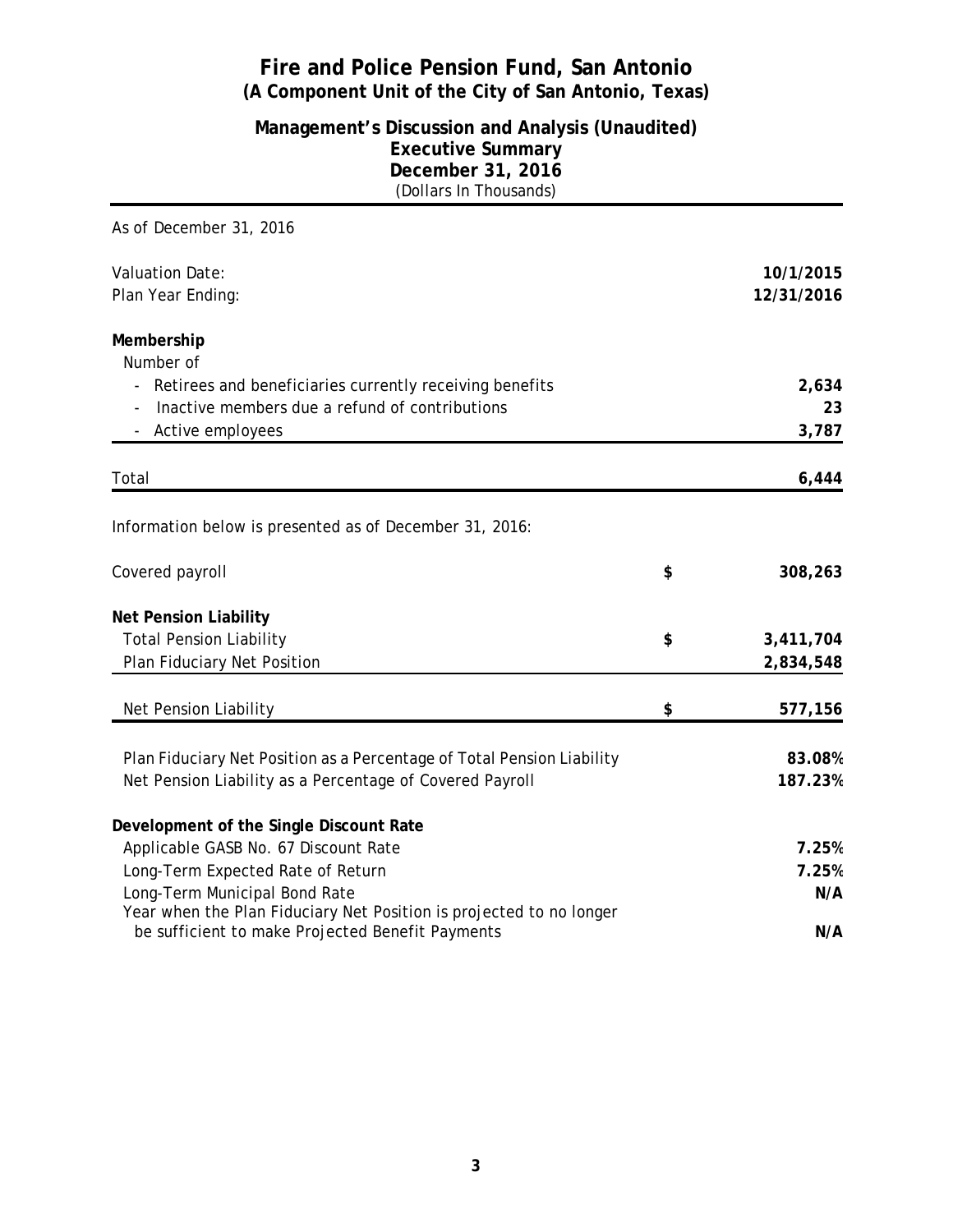# Fire and Police Pension Fund, San Antonio
## (A Component Unit of the City of San Antonio, Texas)

### Management's Discussion and Analysis (Unaudited)
### Executive Summary
### December 31, 2016
(Dollars In Thousands)

As of December 31, 2016

| | | |
|---|---|---|
| Valuation Date: | | **10/1/2015** |
| Plan Year Ending: | | **12/31/2016** |
| | | |
| **Membership** | | |
| Number of | | |
| - Retirees and beneficiaries currently receiving benefits | | **2,634** |
| - Inactive members due a refund of contributions | | **23** |
| - Active employees | | **3,787** |
| Total | | **6,444** |

Information below is presented as of December 31, 2016:

| | | |
|---|---|---|
| Covered payroll | $ | **308,263** |
| | | |
| **Net Pension Liability** | | |
| Total Pension Liability | $ | **3,411,704** |
| Plan Fiduciary Net Position | | **2,834,548** |
| Net Pension Liability | $ | **577,156** |
| | | |
| Plan Fiduciary Net Position as a Percentage of Total Pension Liability | | **83.08%** |
| Net Pension Liability as a Percentage of Covered Payroll | | **187.23%** |
| | | |
| **Development of the Single Discount Rate** | | |
| Applicable GASB No. 67 Discount Rate | | **7.25%** |
| Long-Term Expected Rate of Return | | **7.25%** |
| Long-Term Municipal Bond Rate | | **N/A** |
| Year when the Plan Fiduciary Net Position is projected to no longer be sufficient to make Projected Benefit Payments | | **N/A** |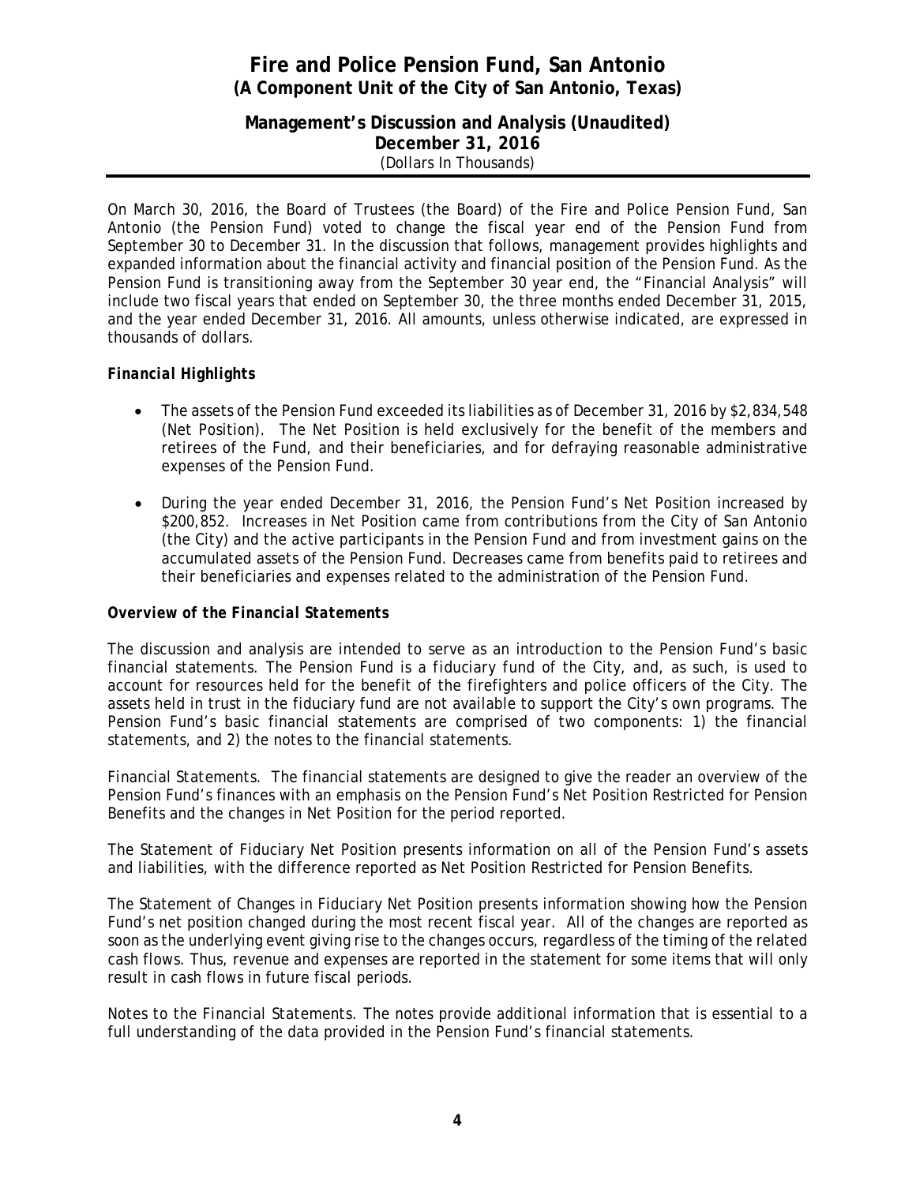# Fire and Police Pension Fund, San Antonio
## (A Component Unit of the City of San Antonio, Texas)

### Management's Discussion and Analysis (Unaudited)
### December 31, 2016
(Dollars In Thousands)

On March 30, 2016, the Board of Trustees (the Board) of the Fire and Police Pension Fund, San Antonio (the Pension Fund) voted to change the fiscal year end of the Pension Fund from September 30 to December 31. In the discussion that follows, management provides highlights and expanded information about the financial activity and financial position of the Pension Fund. As the Pension Fund is transitioning away from the September 30 year end, the "Financial Analysis" will include two fiscal years that ended on September 30, the three months ended December 31, 2015, and the year ended December 31, 2016. All amounts, unless otherwise indicated, are expressed in thousands of dollars.

***Financial Highlights***

- The assets of the Pension Fund exceeded its liabilities as of December 31, 2016 by $2,834,548 (Net Position). The Net Position is held exclusively for the benefit of the members and retirees of the Fund, and their beneficiaries, and for defraying reasonable administrative expenses of the Pension Fund.
- During the year ended December 31, 2016, the Pension Fund's Net Position increased by $200,852. Increases in Net Position came from contributions from the City of San Antonio (the City) and the active participants in the Pension Fund and from investment gains on the accumulated assets of the Pension Fund. Decreases came from benefits paid to retirees and their beneficiaries and expenses related to the administration of the Pension Fund.

***Overview of the Financial Statements***

The discussion and analysis are intended to serve as an introduction to the Pension Fund's basic financial statements. The Pension Fund is a fiduciary fund of the City, and, as such, is used to account for resources held for the benefit of the firefighters and police officers of the City. The assets held in trust in the fiduciary fund are not available to support the City's own programs. The Pension Fund's basic financial statements are comprised of two components: 1) the financial statements, and 2) the notes to the financial statements.

*Financial Statements.* The financial statements are designed to give the reader an overview of the Pension Fund's finances with an emphasis on the Pension Fund's Net Position Restricted for Pension Benefits and the changes in Net Position for the period reported.

The Statement of Fiduciary Net Position presents information on all of the Pension Fund's assets and liabilities, with the difference reported as Net Position Restricted for Pension Benefits.

The Statement of Changes in Fiduciary Net Position presents information showing how the Pension Fund's net position changed during the most recent fiscal year. All of the changes are reported as soon as the underlying event giving rise to the changes occurs, regardless of the timing of the related cash flows. Thus, revenue and expenses are reported in the statement for some items that will only result in cash flows in future fiscal periods.

*Notes to the Financial Statements.* The notes provide additional information that is essential to a full understanding of the data provided in the Pension Fund's financial statements.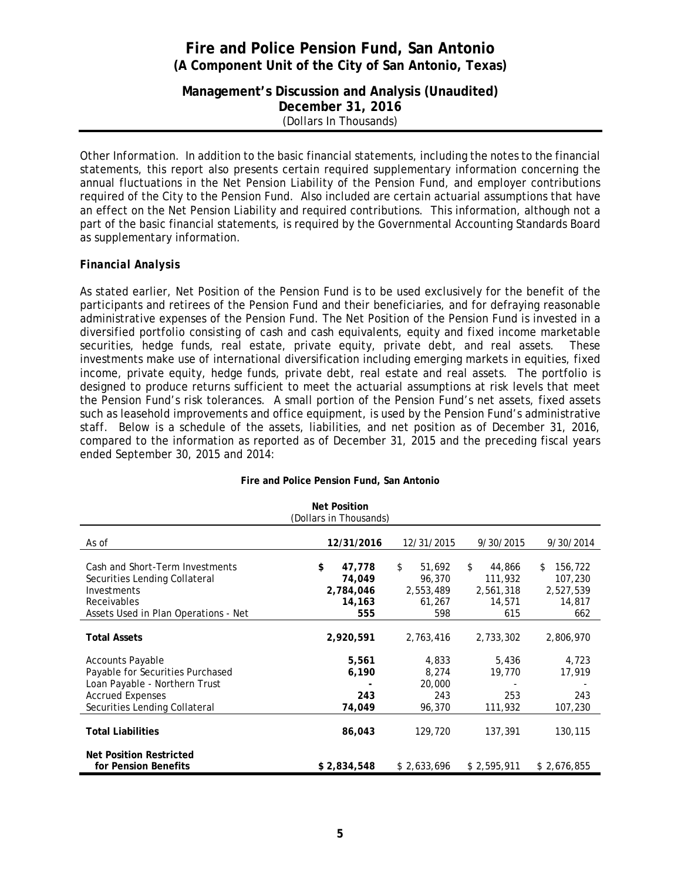Other Information. In addition to the basic financial statements, including the notes to the financial statements, this report also presents certain required supplementary information concerning the annual fluctuations in the Net Pension Liability of the Pension Fund, and employer contributions required of the City to the Pension Fund. Also included are certain actuarial assumptions that have an effect on the Net Pension Liability and required contributions. This information, although not a part of the basic financial statements, is required by the Governmental Accounting Standards Board as supplementary information.

### *Financial Analysis*

As stated earlier, Net Position of the Pension Fund is to be used exclusively for the benefit of the participants and retirees of the Pension Fund and their beneficiaries, and for defraying reasonable administrative expenses of the Pension Fund. The Net Position of the Pension Fund is invested in a diversified portfolio consisting of cash and cash equivalents, equity and fixed income marketable securities, hedge funds, real estate, private equity, private debt, and real assets. These investments make use of international diversification including emerging markets in equities, fixed income, private equity, hedge funds, private debt, real estate and real assets. The portfolio is designed to produce returns sufficient to meet the actuarial assumptions at risk levels that meet the Pension Fund's risk tolerances. A small portion of the Pension Fund's net assets, fixed assets such as leasehold improvements and office equipment, is used by the Pension Fund's administrative staff. Below is a schedule of the assets, liabilities, and net position as of December 31, 2016, compared to the information as reported as of December 31, 2015 and the preceding fiscal years ended September 30, 2015 and 2014:

**Fire and Police Pension Fund, San Antonio**

**Net Position**
(Dollars in Thousands)

| As of | **12/31/2016** | 12/31/2015 | 9/30/2015 | 9/30/2014 |
|---|---|---|---|---|
| Cash and Short-Term Investments | **$ 47,778** | $ 51,692 | $ 44,866 | $ 156,722 |
| Securities Lending Collateral | **74,049** | 96,370 | 111,932 | 107,230 |
| Investments | **2,784,046** | 2,553,489 | 2,561,318 | 2,527,539 |
| Receivables | **14,163** | 61,267 | 14,571 | 14,817 |
| Assets Used in Plan Operations - Net | **555** | 598 | 615 | 662 |
| **Total Assets** | **2,920,591** | 2,763,416 | 2,733,302 | 2,806,970 |
| Accounts Payable | **5,561** | 4,833 | 5,436 | 4,723 |
| Payable for Securities Purchased | **6,190** | 8,274 | 19,770 | 17,919 |
| Loan Payable - Northern Trust | **-** | 20,000 | - | - |
| Accrued Expenses | **243** | 243 | 253 | 243 |
| Securities Lending Collateral | **74,049** | 96,370 | 111,932 | 107,230 |
| **Total Liabilities** | **86,043** | 129,720 | 137,391 | 130,115 |
| **Net Position Restricted for Pension Benefits** | **$ 2,834,548** | $ 2,633,696 | $ 2,595,911 | $ 2,676,855 |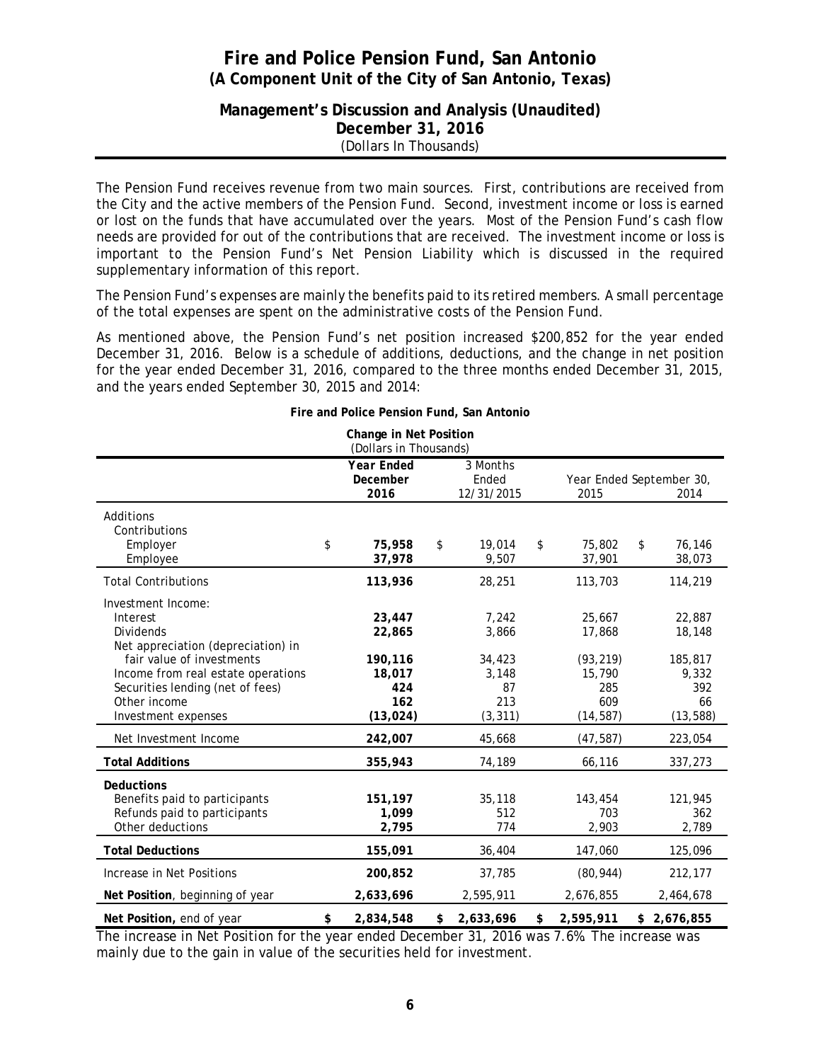The Pension Fund receives revenue from two main sources. First, contributions are received from the City and the active members of the Pension Fund. Second, investment income or loss is earned or lost on the funds that have accumulated over the years. Most of the Pension Fund's cash flow needs are provided for out of the contributions that are received. The investment income or loss is important to the Pension Fund's Net Pension Liability which is discussed in the required supplementary information of this report.

The Pension Fund's expenses are mainly the benefits paid to its retired members. A small percentage of the total expenses are spent on the administrative costs of the Pension Fund.

As mentioned above, the Pension Fund's net position increased $200,852 for the year ended December 31, 2016. Below is a schedule of additions, deductions, and the change in net position for the year ended December 31, 2016, compared to the three months ended December 31, 2015, and the years ended September 30, 2015 and 2014:

**Fire and Police Pension Fund, San Antonio**

**Change in Net Position**
(Dollars in Thousands)

| | **Year Ended December 2016** | 3 Months Ended 12/31/2015 | Year Ended September 30, 2015 | 2014 |
|---|---|---|---|---|
| Additions | | | | |
| Contributions | | | | |
| Employer | $ **75,958** | $ 19,014 | $ 75,802 | $ 76,146 |
| Employee | **37,978** | 9,507 | 37,901 | 38,073 |
| Total Contributions | **113,936** | 28,251 | 113,703 | 114,219 |
| Investment Income: | | | | |
| Interest | **23,447** | 7,242 | 25,667 | 22,887 |
| Dividends | **22,865** | 3,866 | 17,868 | 18,148 |
| Net appreciation (depreciation) in fair value of investments | **190,116** | 34,423 | (93,219) | 185,817 |
| Income from real estate operations | **18,017** | 3,148 | 15,790 | 9,332 |
| Securities lending (net of fees) | **424** | 87 | 285 | 392 |
| Other income | **162** | 213 | 609 | 66 |
| Investment expenses | **(13,024)** | (3,311) | (14,587) | (13,588) |
| Net Investment Income | **242,007** | 45,668 | (47,587) | 223,054 |
| **Total Additions** | **355,943** | 74,189 | 66,116 | 337,273 |
| **Deductions** | | | | |
| Benefits paid to participants | **151,197** | 35,118 | 143,454 | 121,945 |
| Refunds paid to participants | **1,099** | 512 | 703 | 362 |
| Other deductions | **2,795** | 774 | 2,903 | 2,789 |
| **Total Deductions** | **155,091** | 36,404 | 147,060 | 125,096 |
| Increase in Net Positions | **200,852** | 37,785 | (80,944) | 212,177 |
| **Net Position**, beginning of year | **2,633,696** | 2,595,911 | 2,676,855 | 2,464,678 |
| **Net Position,** end of year | $ **2,834,548** | $ **2,633,696** | $ **2,595,911** | $ **2,676,855** |

The increase in Net Position for the year ended December 31, 2016 was 7.6%. The increase was mainly due to the gain in value of the securities held for investment.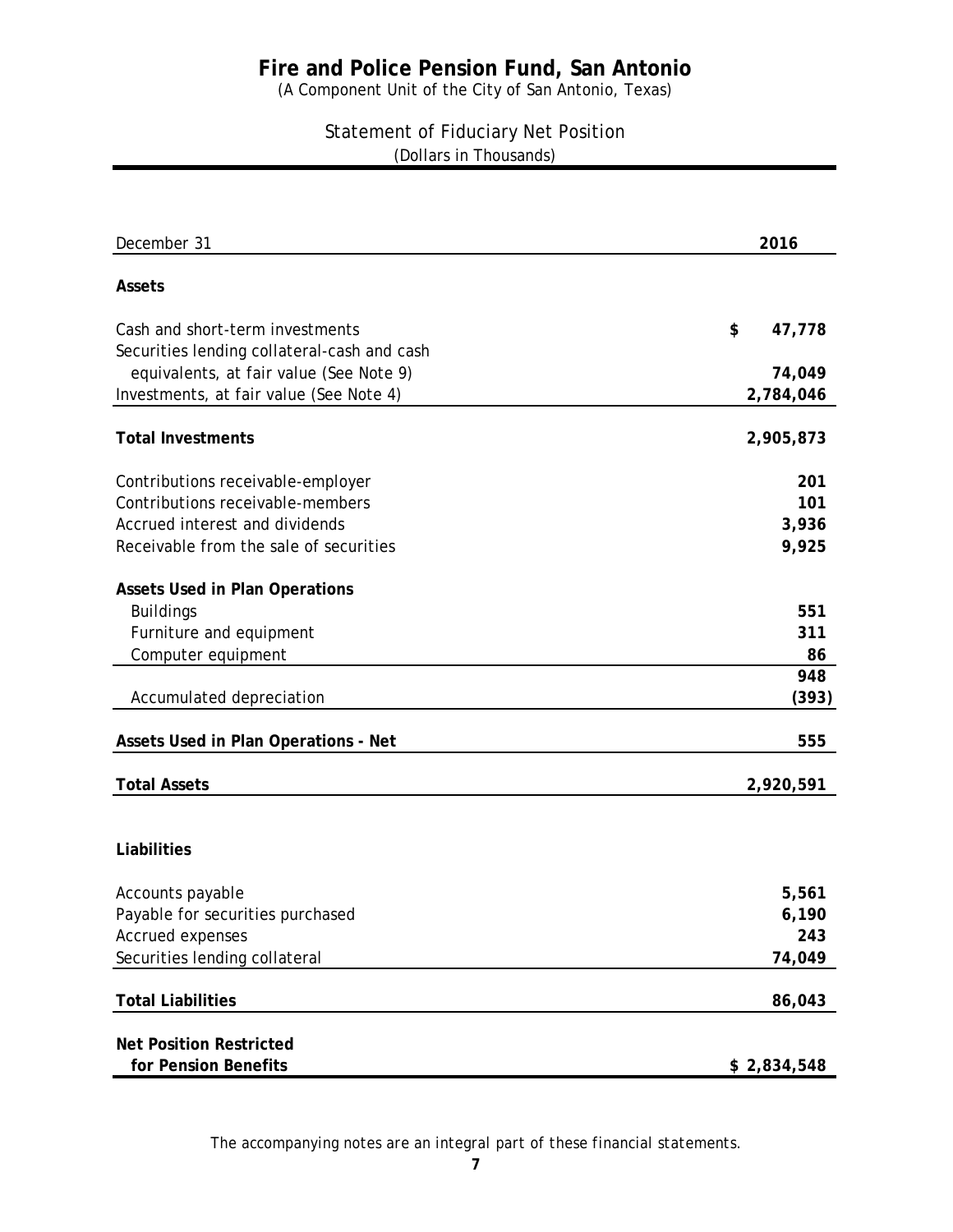# Fire and Police Pension Fund, San Antonio

(A Component Unit of the City of San Antonio, Texas)

## Statement of Fiduciary Net Position

(Dollars in Thousands)

| December 31 | 2016 |
|---|---|
| **Assets** | |
| Cash and short-term investments | $ 47,778 |
| Securities lending collateral-cash and cash equivalents, at fair value (See Note 9) | 74,049 |
| Investments, at fair value (See Note 4) | 2,784,046 |
| **Total Investments** | 2,905,873 |
| Contributions receivable-employer | 201 |
| Contributions receivable-members | 101 |
| Accrued interest and dividends | 3,936 |
| Receivable from the sale of securities | 9,925 |
| **Assets Used in Plan Operations** | |
| Buildings | 551 |
| Furniture and equipment | 311 |
| Computer equipment | 86 |
| | 948 |
| Accumulated depreciation | (393) |
| **Assets Used in Plan Operations - Net** | 555 |
| **Total Assets** | 2,920,591 |
| **Liabilities** | |
| Accounts payable | 5,561 |
| Payable for securities purchased | 6,190 |
| Accrued expenses | 243 |
| Securities lending collateral | 74,049 |
| **Total Liabilities** | 86,043 |
| **Net Position Restricted for Pension Benefits** | $ 2,834,548 |

*The accompanying notes are an integral part of these financial statements.*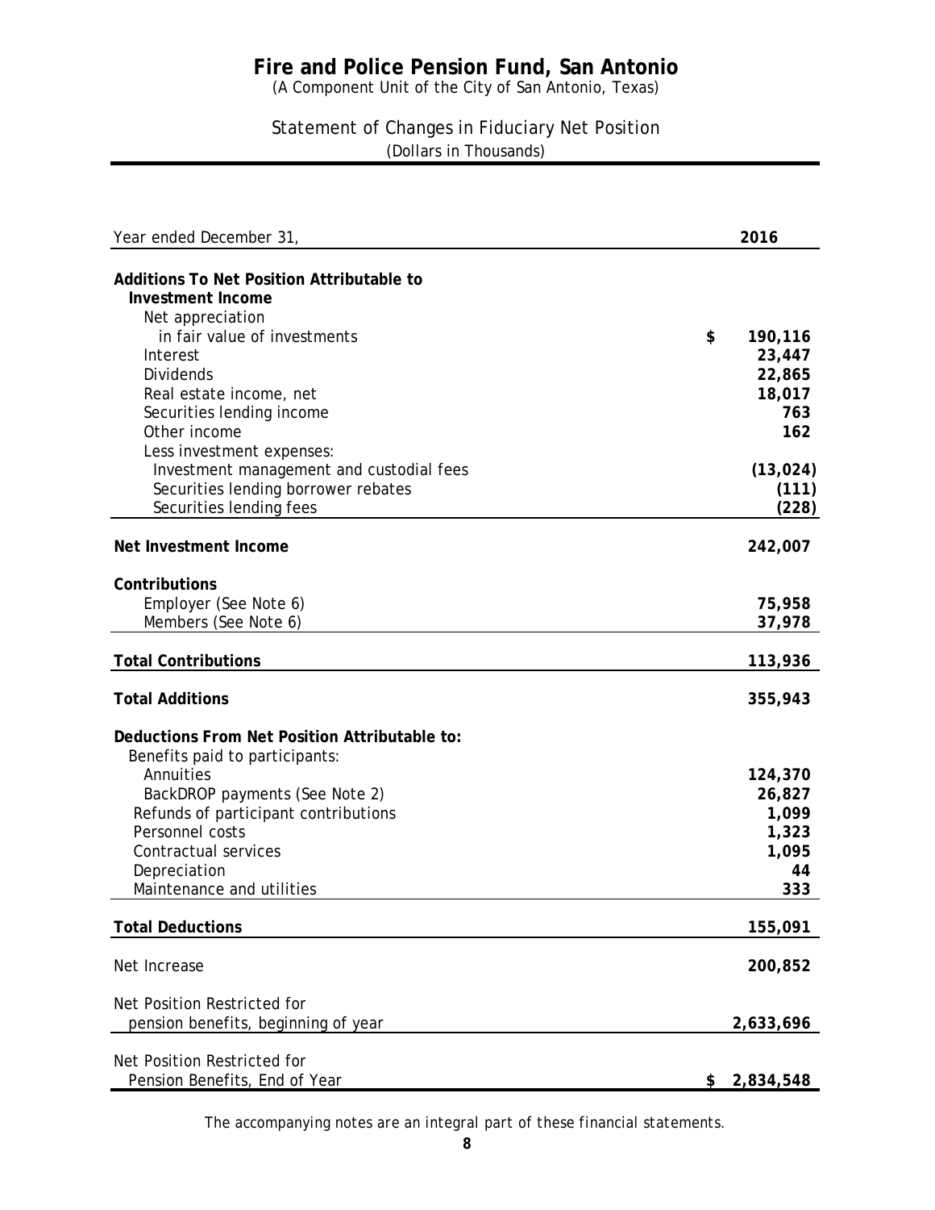# Fire and Police Pension Fund, San Antonio

(A Component Unit of the City of San Antonio, Texas)

## Statement of Changes in Fiduciary Net Position

(Dollars in Thousands)

| Year ended December 31, | 2016 |
|---|---|
| **Additions To Net Position Attributable to** | |
| **Investment Income** | |
| Net appreciation | |
| in fair value of investments | $ 190,116 |
| Interest | 23,447 |
| Dividends | 22,865 |
| Real estate income, net | 18,017 |
| Securities lending income | 763 |
| Other income | 162 |
| Less investment expenses: | |
| Investment management and custodial fees | (13,024) |
| Securities lending borrower rebates | (111) |
| Securities lending fees | (228) |
| **Net Investment Income** | 242,007 |
| **Contributions** | |
| Employer (See Note 6) | 75,958 |
| Members (See Note 6) | 37,978 |
| **Total Contributions** | 113,936 |
| **Total Additions** | 355,943 |
| **Deductions From Net Position Attributable to:** | |
| Benefits paid to participants: | |
| Annuities | 124,370 |
| BackDROP payments (See Note 2) | 26,827 |
| Refunds of participant contributions | 1,099 |
| Personnel costs | 1,323 |
| Contractual services | 1,095 |
| Depreciation | 44 |
| Maintenance and utilities | 333 |
| **Total Deductions** | 155,091 |
| Net Increase | 200,852 |
| Net Position Restricted for pension benefits, beginning of year | 2,633,696 |
| Net Position Restricted for Pension Benefits, End of Year | $ 2,834,548 |

*The accompanying notes are an integral part of these financial statements.*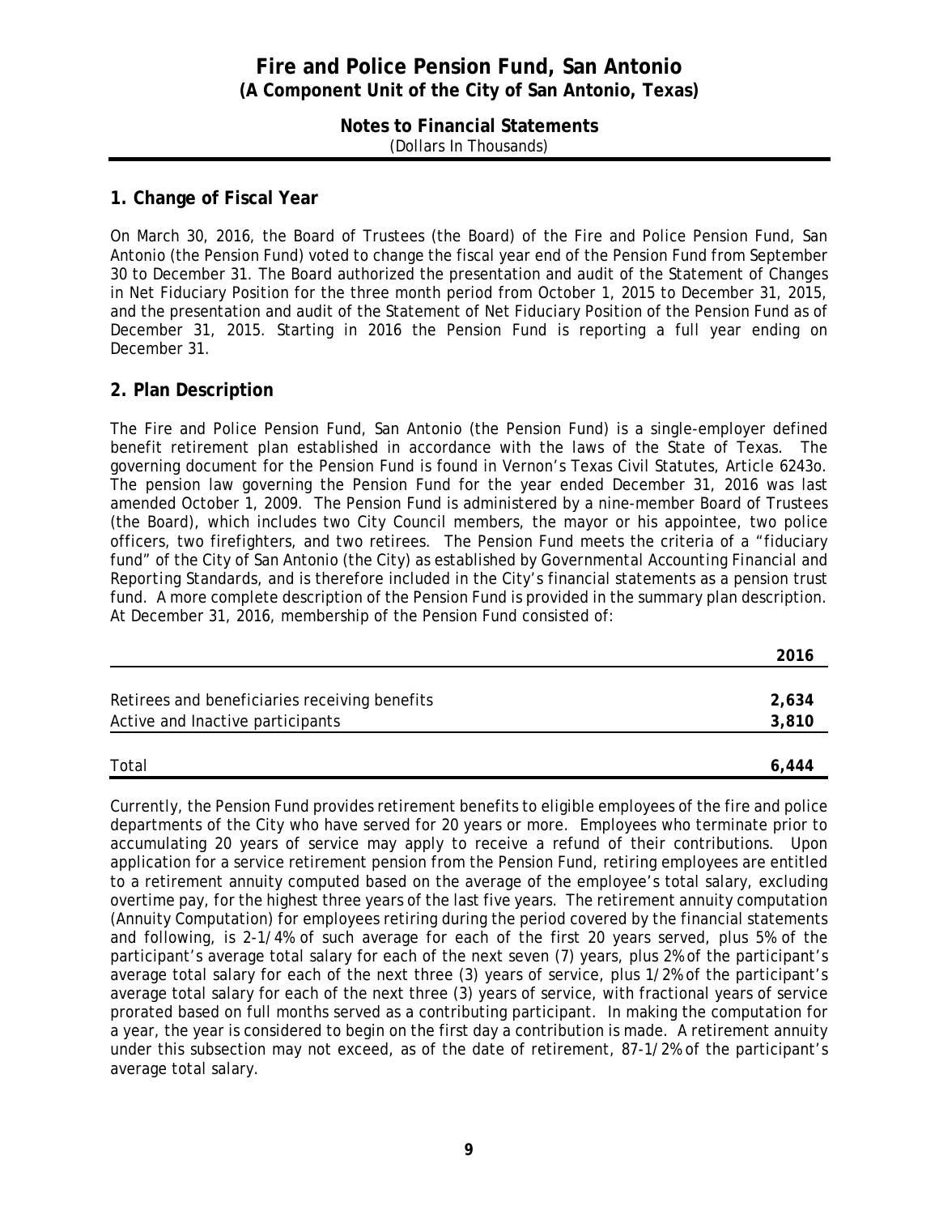# Fire and Police Pension Fund, San Antonio
## (A Component Unit of the City of San Antonio, Texas)

### Notes to Financial Statements
(Dollars In Thousands)

## 1. Change of Fiscal Year

On March 30, 2016, the Board of Trustees (the Board) of the Fire and Police Pension Fund, San Antonio (the Pension Fund) voted to change the fiscal year end of the Pension Fund from September 30 to December 31. The Board authorized the presentation and audit of the Statement of Changes in Net Fiduciary Position for the three month period from October 1, 2015 to December 31, 2015, and the presentation and audit of the Statement of Net Fiduciary Position of the Pension Fund as of December 31, 2015. Starting in 2016 the Pension Fund is reporting a full year ending on December 31.

## 2. Plan Description

The Fire and Police Pension Fund, San Antonio (the Pension Fund) is a single-employer defined benefit retirement plan established in accordance with the laws of the State of Texas. The governing document for the Pension Fund is found in Vernon's Texas Civil Statutes, Article 6243o. The pension law governing the Pension Fund for the year ended December 31, 2016 was last amended October 1, 2009. The Pension Fund is administered by a nine-member Board of Trustees (the Board), which includes two City Council members, the mayor or his appointee, two police officers, two firefighters, and two retirees. The Pension Fund meets the criteria of a "fiduciary fund" of the City of San Antonio (the City) as established by *Governmental Accounting Financial and Reporting Standards*, and is therefore included in the City's financial statements as a pension trust fund. A more complete description of the Pension Fund is provided in the summary plan description. At December 31, 2016, membership of the Pension Fund consisted of:

| | 2016 |
|---|---|
| Retirees and beneficiaries receiving benefits | **2,634** |
| Active and Inactive participants | **3,810** |
| Total | **6,444** |

Currently, the Pension Fund provides retirement benefits to eligible employees of the fire and police departments of the City who have served for 20 years or more. Employees who terminate prior to accumulating 20 years of service may apply to receive a refund of their contributions. Upon application for a service retirement pension from the Pension Fund, retiring employees are entitled to a retirement annuity computed based on the average of the employee's total salary, excluding overtime pay, for the highest three years of the last five years. The retirement annuity computation (Annuity Computation) for employees retiring during the period covered by the financial statements and following, is 2-1/4% of such average for each of the first 20 years served, plus 5% of the participant's average total salary for each of the next seven (7) years, plus 2% of the participant's average total salary for each of the next three (3) years of service, plus 1/2% of the participant's average total salary for each of the next three (3) years of service, with fractional years of service prorated based on full months served as a contributing participant. In making the computation for a year, the year is considered to begin on the first day a contribution is made. A retirement annuity under this subsection may not exceed, as of the date of retirement, 87-1/2% of the participant's average total salary.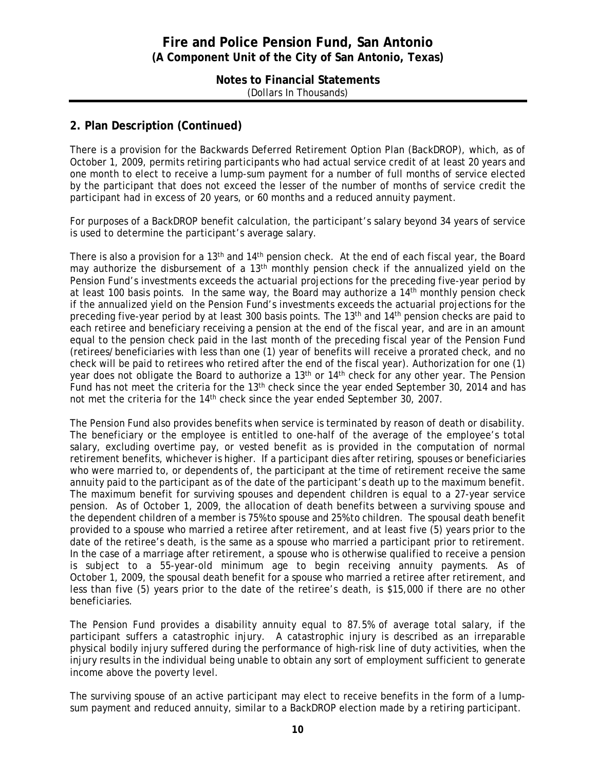## 2. Plan Description (Continued)

There is a provision for the Backwards Deferred Retirement Option Plan (BackDROP), which, as of October 1, 2009, permits retiring participants who had actual service credit of at least 20 years and one month to elect to receive a lump-sum payment for a number of full months of service elected by the participant that does not exceed the lesser of the number of months of service credit the participant had in excess of 20 years, or 60 months and a reduced annuity payment.

For purposes of a BackDROP benefit calculation, the participant's salary beyond 34 years of service is used to determine the participant's average salary.

There is also a provision for a 13th and 14th pension check. At the end of each fiscal year, the Board may authorize the disbursement of a 13th monthly pension check if the annualized yield on the Pension Fund's investments exceeds the actuarial projections for the preceding five-year period by at least 100 basis points. In the same way, the Board may authorize a 14th monthly pension check if the annualized yield on the Pension Fund's investments exceeds the actuarial projections for the preceding five-year period by at least 300 basis points. The 13th and 14th pension checks are paid to each retiree and beneficiary receiving a pension at the end of the fiscal year, and are in an amount equal to the pension check paid in the last month of the preceding fiscal year of the Pension Fund (retirees/beneficiaries with less than one (1) year of benefits will receive a prorated check, and no check will be paid to retirees who retired after the end of the fiscal year). Authorization for one (1) year does not obligate the Board to authorize a 13th or 14th check for any other year. The Pension Fund has not meet the criteria for the 13th check since the year ended September 30, 2014 and has not met the criteria for the 14th check since the year ended September 30, 2007.

The Pension Fund also provides benefits when service is terminated by reason of death or disability. The beneficiary or the employee is entitled to one-half of the average of the employee's total salary, excluding overtime pay, or vested benefit as is provided in the computation of normal retirement benefits, whichever is higher. If a participant dies after retiring, spouses or beneficiaries who were married to, or dependents of, the participant at the time of retirement receive the same annuity paid to the participant as of the date of the participant's death up to the maximum benefit. The maximum benefit for surviving spouses and dependent children is equal to a 27-year service pension. As of October 1, 2009, the allocation of death benefits between a surviving spouse and the dependent children of a member is 75% to spouse and 25% to children. The spousal death benefit provided to a spouse who married a retiree after retirement, and at least five (5) years prior to the date of the retiree's death, is the same as a spouse who married a participant prior to retirement. In the case of a marriage after retirement, a spouse who is otherwise qualified to receive a pension is subject to a 55-year-old minimum age to begin receiving annuity payments. As of October 1, 2009, the spousal death benefit for a spouse who married a retiree after retirement, and less than five (5) years prior to the date of the retiree's death, is $15,000 if there are no other beneficiaries.

The Pension Fund provides a disability annuity equal to 87.5% of average total salary, if the participant suffers a catastrophic injury. A catastrophic injury is described as an irreparable physical bodily injury suffered during the performance of high-risk line of duty activities, when the injury results in the individual being unable to obtain any sort of employment sufficient to generate income above the poverty level.

The surviving spouse of an active participant may elect to receive benefits in the form of a lump-sum payment and reduced annuity, similar to a BackDROP election made by a retiring participant.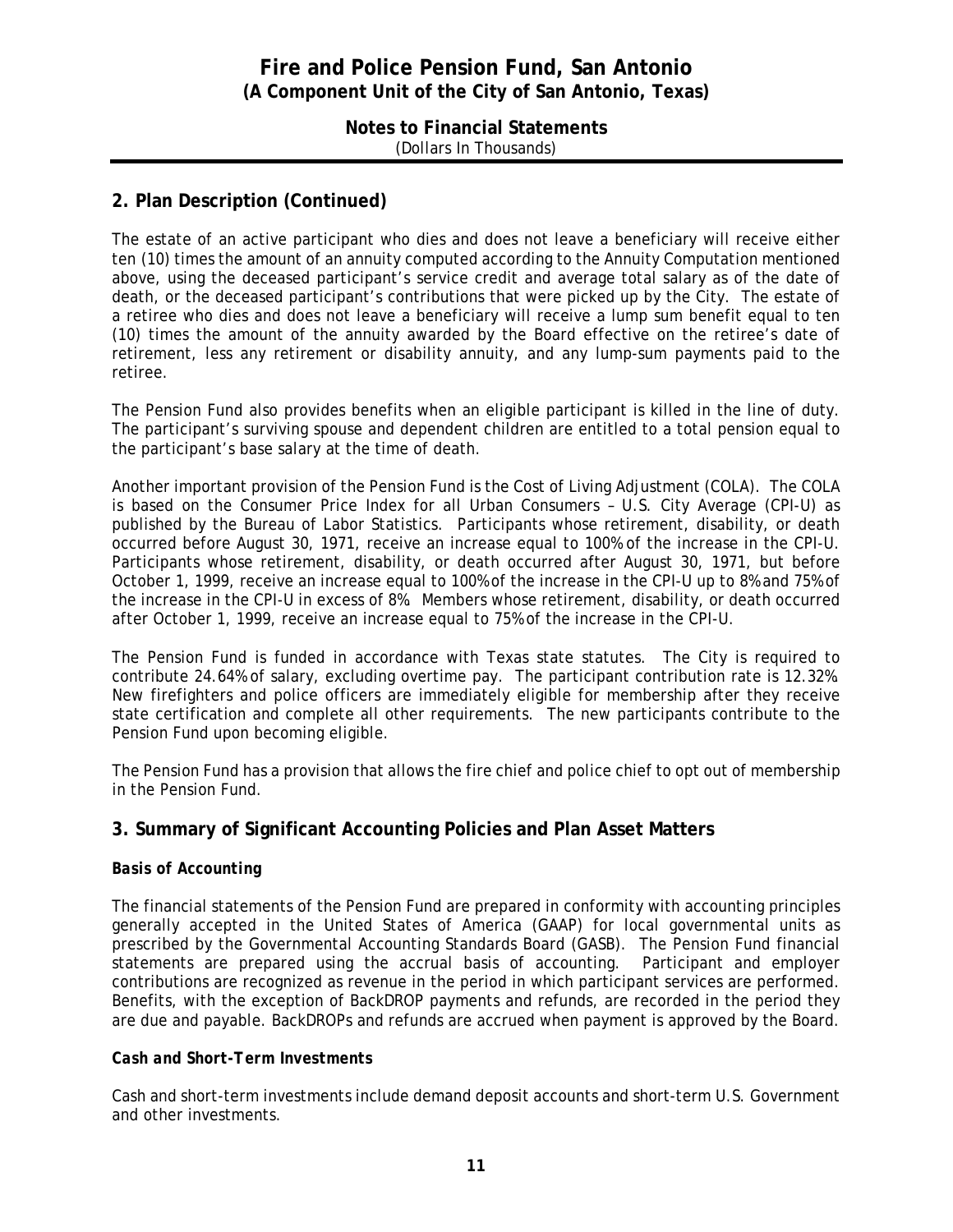## 2. Plan Description (Continued)

The estate of an active participant who dies and does not leave a beneficiary will receive either ten (10) times the amount of an annuity computed according to the Annuity Computation mentioned above, using the deceased participant's service credit and average total salary as of the date of death, or the deceased participant's contributions that were picked up by the City. The estate of a retiree who dies and does not leave a beneficiary will receive a lump sum benefit equal to ten (10) times the amount of the annuity awarded by the Board effective on the retiree's date of retirement, less any retirement or disability annuity, and any lump-sum payments paid to the retiree.

The Pension Fund also provides benefits when an eligible participant is killed in the line of duty. The participant's surviving spouse and dependent children are entitled to a total pension equal to the participant's base salary at the time of death.

Another important provision of the Pension Fund is the Cost of Living Adjustment (COLA). The COLA is based on the Consumer Price Index for all Urban Consumers – U.S. City Average (CPI-U) as published by the Bureau of Labor Statistics. Participants whose retirement, disability, or death occurred before August 30, 1971, receive an increase equal to 100% of the increase in the CPI-U. Participants whose retirement, disability, or death occurred after August 30, 1971, but before October 1, 1999, receive an increase equal to 100% of the increase in the CPI-U up to 8% and 75% of the increase in the CPI-U in excess of 8%. Members whose retirement, disability, or death occurred after October 1, 1999, receive an increase equal to 75% of the increase in the CPI-U.

The Pension Fund is funded in accordance with Texas state statutes. The City is required to contribute 24.64% of salary, excluding overtime pay. The participant contribution rate is 12.32%. New firefighters and police officers are immediately eligible for membership after they receive state certification and complete all other requirements. The new participants contribute to the Pension Fund upon becoming eligible.

The Pension Fund has a provision that allows the fire chief and police chief to opt out of membership in the Pension Fund.

## 3. Summary of Significant Accounting Policies and Plan Asset Matters

### *Basis of Accounting*

The financial statements of the Pension Fund are prepared in conformity with accounting principles generally accepted in the United States of America (GAAP) for local governmental units as prescribed by the Governmental Accounting Standards Board (GASB). The Pension Fund financial statements are prepared using the accrual basis of accounting. Participant and employer contributions are recognized as revenue in the period in which participant services are performed. Benefits, with the exception of BackDROP payments and refunds, are recorded in the period they are due and payable. BackDROPs and refunds are accrued when payment is approved by the Board.

### *Cash and Short-Term Investments*

Cash and short-term investments include demand deposit accounts and short-term U.S. Government and other investments.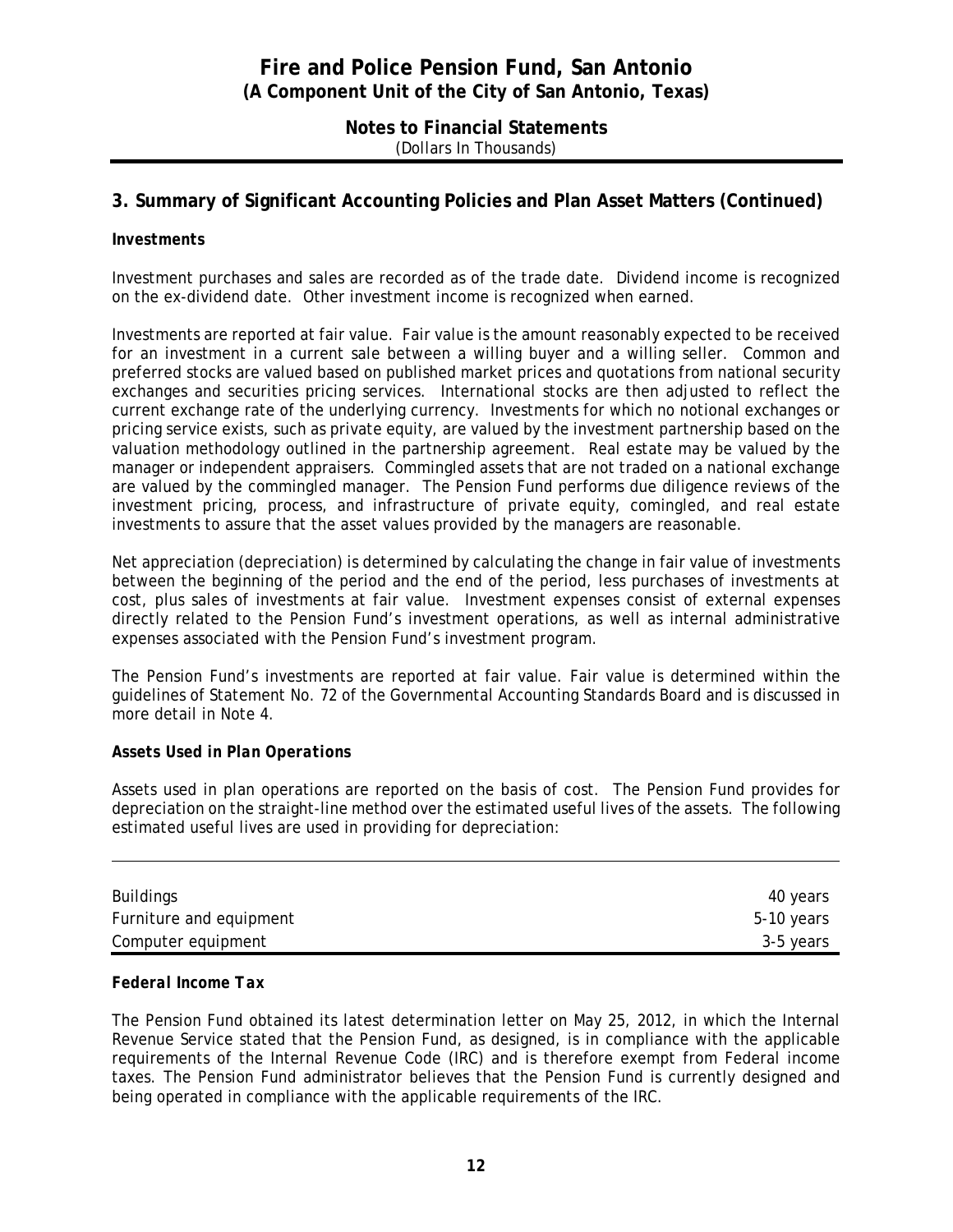# Fire and Police Pension Fund, San Antonio
## (A Component Unit of the City of San Antonio, Texas)

### Notes to Financial Statements
(Dollars In Thousands)

## 3. Summary of Significant Accounting Policies and Plan Asset Matters (Continued)

***Investments***

Investment purchases and sales are recorded as of the trade date. Dividend income is recognized on the ex-dividend date. Other investment income is recognized when earned.

Investments are reported at fair value. Fair value is the amount reasonably expected to be received for an investment in a current sale between a willing buyer and a willing seller. Common and preferred stocks are valued based on published market prices and quotations from national security exchanges and securities pricing services. International stocks are then adjusted to reflect the current exchange rate of the underlying currency. Investments for which no notional exchanges or pricing service exists, such as private equity, are valued by the investment partnership based on the valuation methodology outlined in the partnership agreement. Real estate may be valued by the manager or independent appraisers. Commingled assets that are not traded on a national exchange are valued by the commingled manager. The Pension Fund performs due diligence reviews of the investment pricing, process, and infrastructure of private equity, comingled, and real estate investments to assure that the asset values provided by the managers are reasonable.

Net appreciation (depreciation) is determined by calculating the change in fair value of investments between the beginning of the period and the end of the period, less purchases of investments at cost, plus sales of investments at fair value. Investment expenses consist of external expenses directly related to the Pension Fund's investment operations, as well as internal administrative expenses associated with the Pension Fund's investment program.

The Pension Fund's investments are reported at fair value. Fair value is determined within the guidelines of Statement No. 72 of the Governmental Accounting Standards Board and is discussed in more detail in Note 4.

***Assets Used in Plan Operations***

Assets used in plan operations are reported on the basis of cost. The Pension Fund provides for depreciation on the straight-line method over the estimated useful lives of the assets. The following estimated useful lives are used in providing for depreciation:

| | |
|---|---|
| Buildings | 40 years |
| Furniture and equipment | 5-10 years |
| Computer equipment | 3-5 years |

***Federal Income Tax***

The Pension Fund obtained its latest determination letter on May 25, 2012, in which the Internal Revenue Service stated that the Pension Fund, as designed, is in compliance with the applicable requirements of the Internal Revenue Code (IRC) and is therefore exempt from Federal income taxes. The Pension Fund administrator believes that the Pension Fund is currently designed and being operated in compliance with the applicable requirements of the IRC.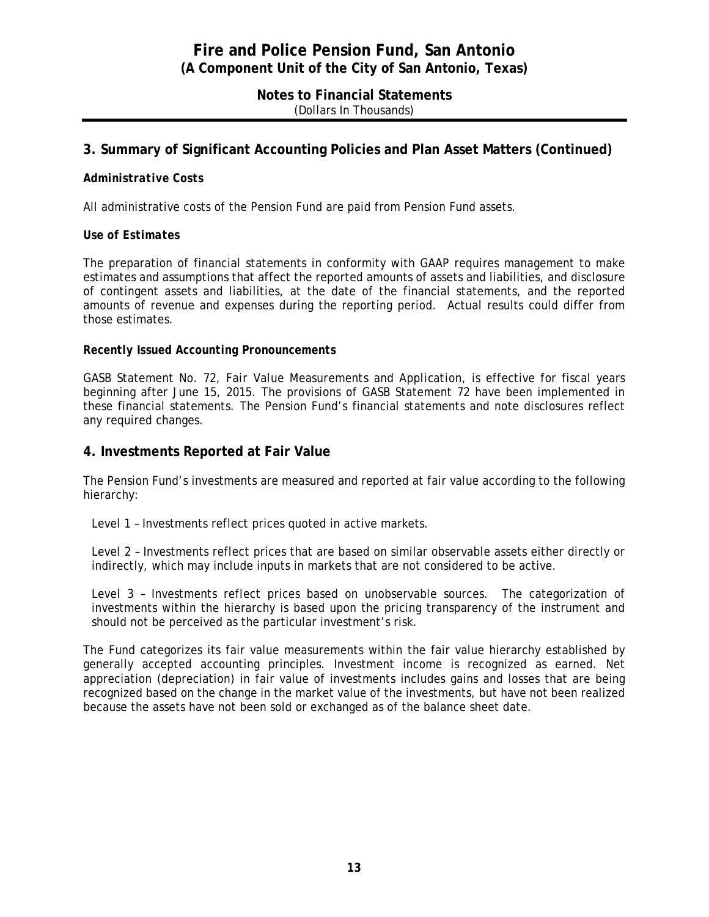# Fire and Police Pension Fund, San Antonio
**(A Component Unit of the City of San Antonio, Texas)**

**Notes to Financial Statements**
(Dollars In Thousands)

## 3. Summary of Significant Accounting Policies and Plan Asset Matters (Continued)

***Administrative Costs***

All administrative costs of the Pension Fund are paid from Pension Fund assets.

***Use of Estimates***

The preparation of financial statements in conformity with GAAP requires management to make estimates and assumptions that affect the reported amounts of assets and liabilities, and disclosure of contingent assets and liabilities, at the date of the financial statements, and the reported amounts of revenue and expenses during the reporting period. Actual results could differ from those estimates.

***Recently Issued Accounting Pronouncements***

GASB Statement No. 72, *Fair Value Measurements and Application*, is effective for fiscal years beginning after June 15, 2015. The provisions of GASB Statement 72 have been implemented in these financial statements. The Pension Fund's financial statements and note disclosures reflect any required changes.

## 4. Investments Reported at Fair Value

The Pension Fund's investments are measured and reported at fair value according to the following hierarchy:

Level 1 – Investments reflect prices quoted in active markets.

Level 2 – Investments reflect prices that are based on similar observable assets either directly or indirectly, which may include inputs in markets that are not considered to be active.

Level 3 – Investments reflect prices based on unobservable sources. The categorization of investments within the hierarchy is based upon the pricing transparency of the instrument and should not be perceived as the particular investment's risk.

The Fund categorizes its fair value measurements within the fair value hierarchy established by generally accepted accounting principles. Investment income is recognized as earned. Net appreciation (depreciation) in fair value of investments includes gains and losses that are being recognized based on the change in the market value of the investments, but have not been realized because the assets have not been sold or exchanged as of the balance sheet date.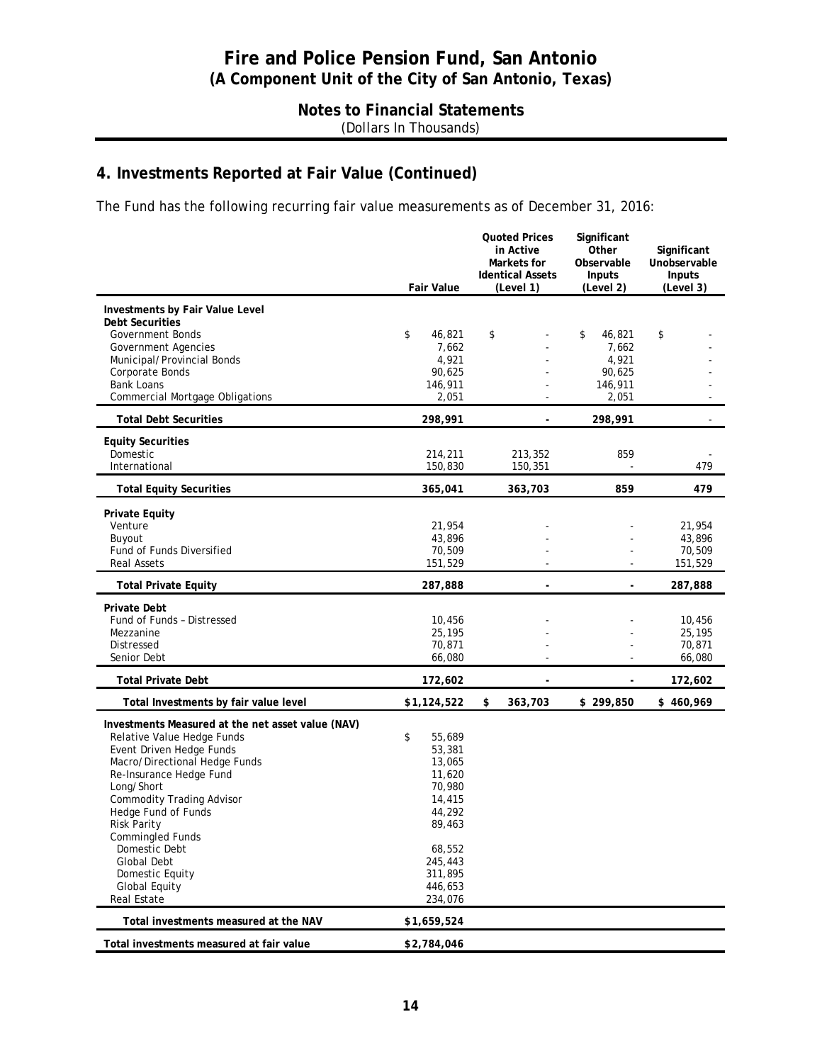# Fire and Police Pension Fund, San Antonio
## (A Component Unit of the City of San Antonio, Texas)

### Notes to Financial Statements
(Dollars In Thousands)

## 4. Investments Reported at Fair Value (Continued)

The Fund has the following recurring fair value measurements as of December 31, 2016:

| | Fair Value | Quoted Prices in Active Markets for Identical Assets (Level 1) | Significant Other Observable Inputs (Level 2) | Significant Unobservable Inputs (Level 3) |
|---|---|---|---|---|
| **Investments by Fair Value Level** | | | | |
| **Debt Securities** | | | | |
| Government Bonds | $ 46,821 | $ - | $ 46,821 | $ - |
| Government Agencies | 7,662 | - | 7,662 | - |
| Municipal/Provincial Bonds | 4,921 | - | 4,921 | - |
| Corporate Bonds | 90,625 | - | 90,625 | - |
| Bank Loans | 146,911 | - | 146,911 | - |
| Commercial Mortgage Obligations | 2,051 | - | 2,051 | - |
| **Total Debt Securities** | **298,991** | **-** | **298,991** | - |
| **Equity Securities** | | | | |
| Domestic | 214,211 | 213,352 | 859 | - |
| International | 150,830 | 150,351 | - | 479 |
| **Total Equity Securities** | **365,041** | **363,703** | **859** | **479** |
| **Private Equity** | | | | |
| Venture | 21,954 | - | - | 21,954 |
| Buyout | 43,896 | - | - | 43,896 |
| Fund of Funds Diversified | 70,509 | - | - | 70,509 |
| Real Assets | 151,529 | - | - | 151,529 |
| **Total Private Equity** | **287,888** | **-** | **-** | **287,888** |
| **Private Debt** | | | | |
| Fund of Funds – Distressed | 10,456 | - | - | 10,456 |
| Mezzanine | 25,195 | - | - | 25,195 |
| Distressed | 70,871 | - | - | 70,871 |
| Senior Debt | 66,080 | - | - | 66,080 |
| **Total Private Debt** | **172,602** | **-** | **-** | **172,602** |
| **Total Investments by fair value level** | **$1,124,522** | **$ 363,703** | **$ 299,850** | **$ 460,969** |
| **Investments Measured at the net asset value (NAV)** | | | | |
| Relative Value Hedge Funds | $ 55,689 | | | |
| Event Driven Hedge Funds | 53,381 | | | |
| Macro/Directional Hedge Funds | 13,065 | | | |
| Re-Insurance Hedge Fund | 11,620 | | | |
| Long/Short | 70,980 | | | |
| Commodity Trading Advisor | 14,415 | | | |
| Hedge Fund of Funds | 44,292 | | | |
| Risk Parity | 89,463 | | | |
| Commingled Funds | | | | |
| Domestic Debt | 68,552 | | | |
| Global Debt | 245,443 | | | |
| Domestic Equity | 311,895 | | | |
| Global Equity | 446,653 | | | |
| Real Estate | 234,076 | | | |
| **Total investments measured at the NAV** | **$1,659,524** | | | |
| **Total investments measured at fair value** | **$2,784,046** | | | |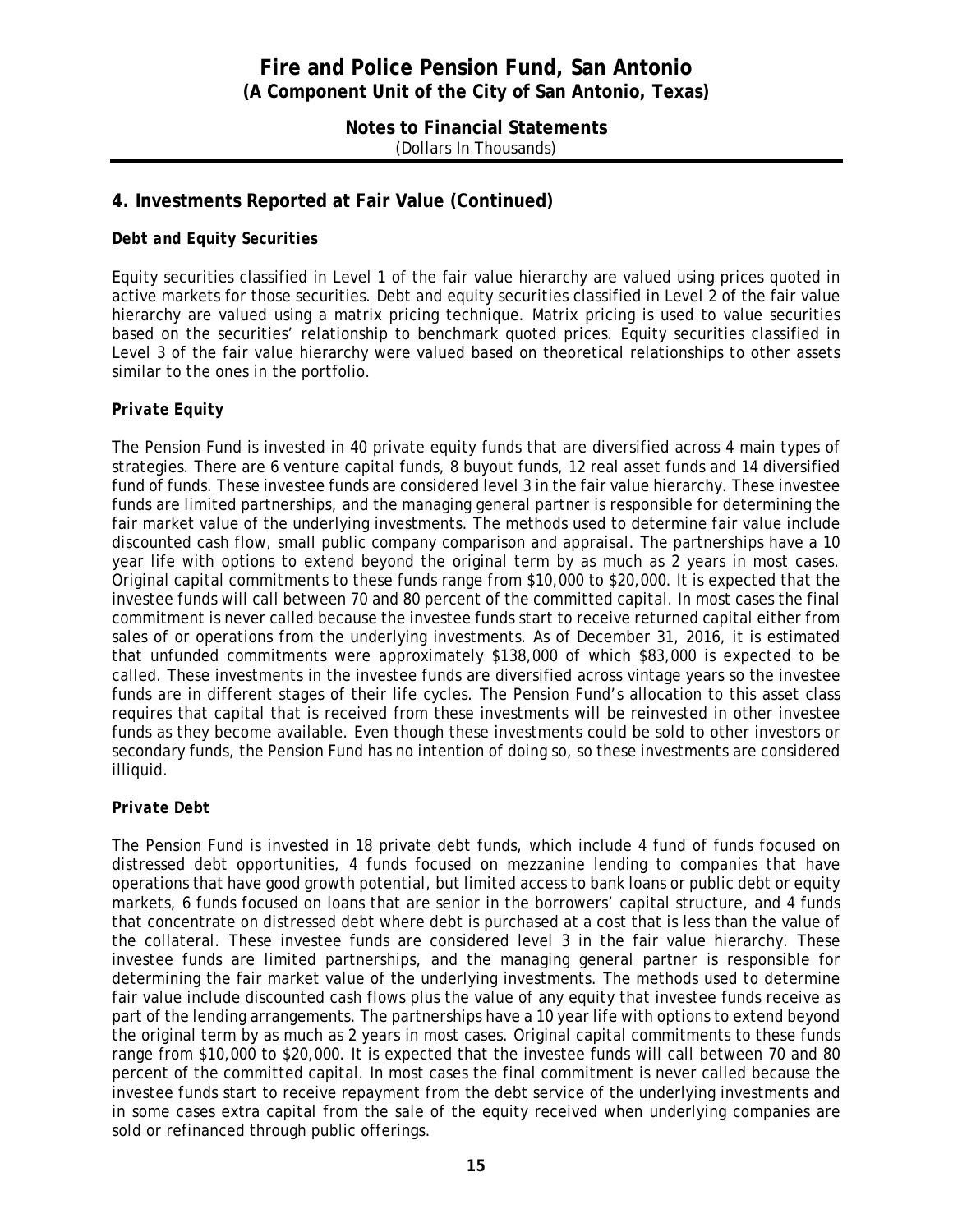## 4. Investments Reported at Fair Value (Continued)

***Debt and Equity Securities***

Equity securities classified in Level 1 of the fair value hierarchy are valued using prices quoted in active markets for those securities. Debt and equity securities classified in Level 2 of the fair value hierarchy are valued using a matrix pricing technique. Matrix pricing is used to value securities based on the securities' relationship to benchmark quoted prices. Equity securities classified in Level 3 of the fair value hierarchy were valued based on theoretical relationships to other assets similar to the ones in the portfolio.

***Private Equity***

The Pension Fund is invested in 40 private equity funds that are diversified across 4 main types of strategies. There are 6 venture capital funds, 8 buyout funds, 12 real asset funds and 14 diversified fund of funds. These investee funds are considered level 3 in the fair value hierarchy. These investee funds are limited partnerships, and the managing general partner is responsible for determining the fair market value of the underlying investments. The methods used to determine fair value include discounted cash flow, small public company comparison and appraisal. The partnerships have a 10 year life with options to extend beyond the original term by as much as 2 years in most cases. Original capital commitments to these funds range from $10,000 to $20,000. It is expected that the investee funds will call between 70 and 80 percent of the committed capital. In most cases the final commitment is never called because the investee funds start to receive returned capital either from sales of or operations from the underlying investments. As of December 31, 2016, it is estimated that unfunded commitments were approximately $138,000 of which $83,000 is expected to be called. These investments in the investee funds are diversified across vintage years so the investee funds are in different stages of their life cycles. The Pension Fund's allocation to this asset class requires that capital that is received from these investments will be reinvested in other investee funds as they become available. Even though these investments could be sold to other investors or secondary funds, the Pension Fund has no intention of doing so, so these investments are considered illiquid.

***Private Debt***

The Pension Fund is invested in 18 private debt funds, which include 4 fund of funds focused on distressed debt opportunities, 4 funds focused on mezzanine lending to companies that have operations that have good growth potential, but limited access to bank loans or public debt or equity markets, 6 funds focused on loans that are senior in the borrowers' capital structure, and 4 funds that concentrate on distressed debt where debt is purchased at a cost that is less than the value of the collateral. These investee funds are considered level 3 in the fair value hierarchy. These investee funds are limited partnerships, and the managing general partner is responsible for determining the fair market value of the underlying investments. The methods used to determine fair value include discounted cash flows plus the value of any equity that investee funds receive as part of the lending arrangements. The partnerships have a 10 year life with options to extend beyond the original term by as much as 2 years in most cases. Original capital commitments to these funds range from $10,000 to $20,000. It is expected that the investee funds will call between 70 and 80 percent of the committed capital. In most cases the final commitment is never called because the investee funds start to receive repayment from the debt service of the underlying investments and in some cases extra capital from the sale of the equity received when underlying companies are sold or refinanced through public offerings.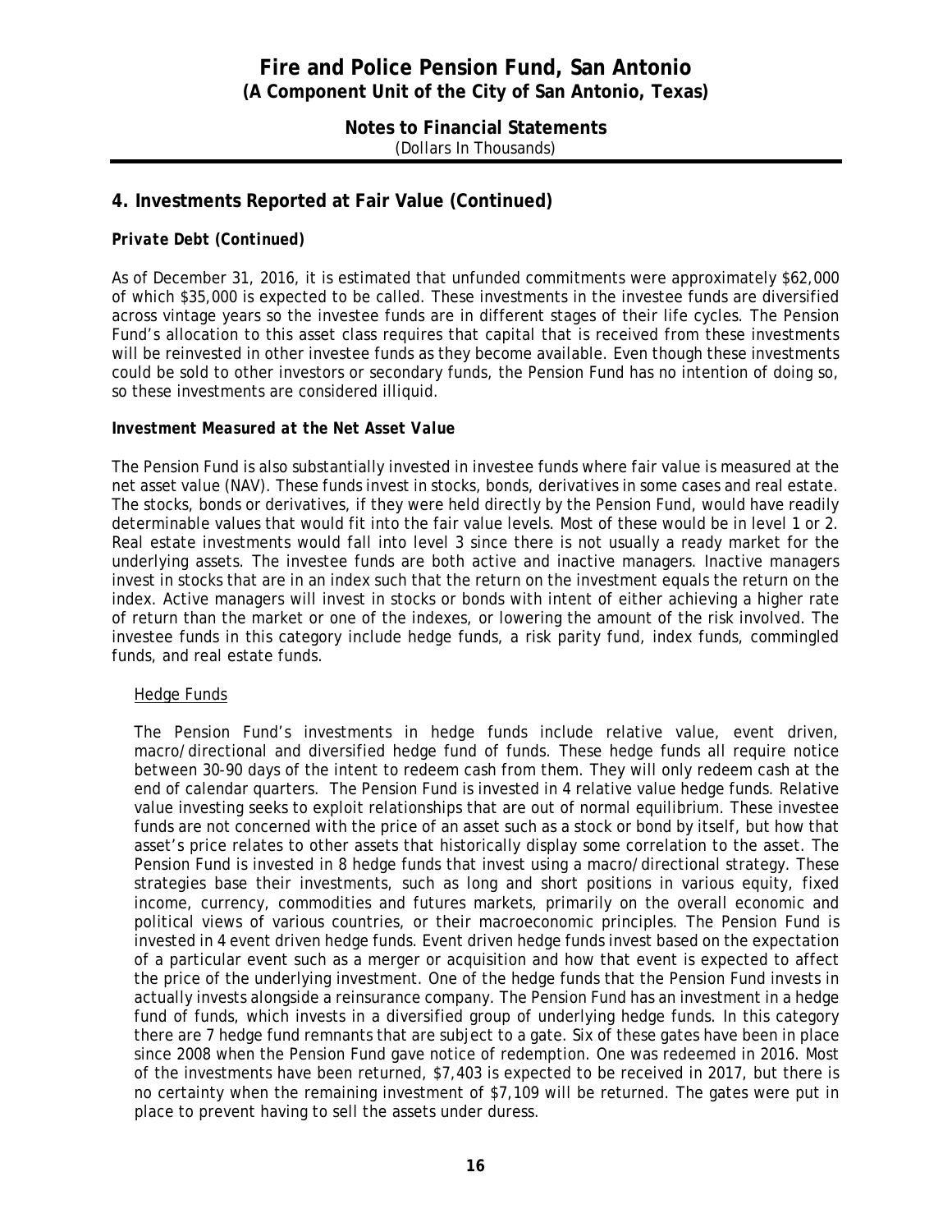## 4. Investments Reported at Fair Value (Continued)

***Private Debt (Continued)***

As of December 31, 2016, it is estimated that unfunded commitments were approximately $62,000 of which $35,000 is expected to be called. These investments in the investee funds are diversified across vintage years so the investee funds are in different stages of their life cycles. The Pension Fund's allocation to this asset class requires that capital that is received from these investments will be reinvested in other investee funds as they become available. Even though these investments could be sold to other investors or secondary funds, the Pension Fund has no intention of doing so, so these investments are considered illiquid.

***Investment Measured at the Net Asset Value***

The Pension Fund is also substantially invested in investee funds where fair value is measured at the net asset value (NAV). These funds invest in stocks, bonds, derivatives in some cases and real estate. The stocks, bonds or derivatives, if they were held directly by the Pension Fund, would have readily determinable values that would fit into the fair value levels. Most of these would be in level 1 or 2. Real estate investments would fall into level 3 since there is not usually a ready market for the underlying assets. The investee funds are both active and inactive managers. Inactive managers invest in stocks that are in an index such that the return on the investment equals the return on the index. Active managers will invest in stocks or bonds with intent of either achieving a higher rate of return than the market or one of the indexes, or lowering the amount of the risk involved. The investee funds in this category include hedge funds, a risk parity fund, index funds, commingled funds, and real estate funds.

Hedge Funds

The Pension Fund's investments in hedge funds include relative value, event driven, macro/directional and diversified hedge fund of funds. These hedge funds all require notice between 30-90 days of the intent to redeem cash from them. They will only redeem cash at the end of calendar quarters. The Pension Fund is invested in 4 relative value hedge funds. Relative value investing seeks to exploit relationships that are out of normal equilibrium. These investee funds are not concerned with the price of an asset such as a stock or bond by itself, but how that asset's price relates to other assets that historically display some correlation to the asset. The Pension Fund is invested in 8 hedge funds that invest using a macro/directional strategy. These strategies base their investments, such as long and short positions in various equity, fixed income, currency, commodities and futures markets, primarily on the overall economic and political views of various countries, or their macroeconomic principles. The Pension Fund is invested in 4 event driven hedge funds. Event driven hedge funds invest based on the expectation of a particular event such as a merger or acquisition and how that event is expected to affect the price of the underlying investment. One of the hedge funds that the Pension Fund invests in actually invests alongside a reinsurance company. The Pension Fund has an investment in a hedge fund of funds, which invests in a diversified group of underlying hedge funds. In this category there are 7 hedge fund remnants that are subject to a gate. Six of these gates have been in place since 2008 when the Pension Fund gave notice of redemption. One was redeemed in 2016. Most of the investments have been returned, $7,403 is expected to be received in 2017, but there is no certainty when the remaining investment of $7,109 will be returned. The gates were put in place to prevent having to sell the assets under duress.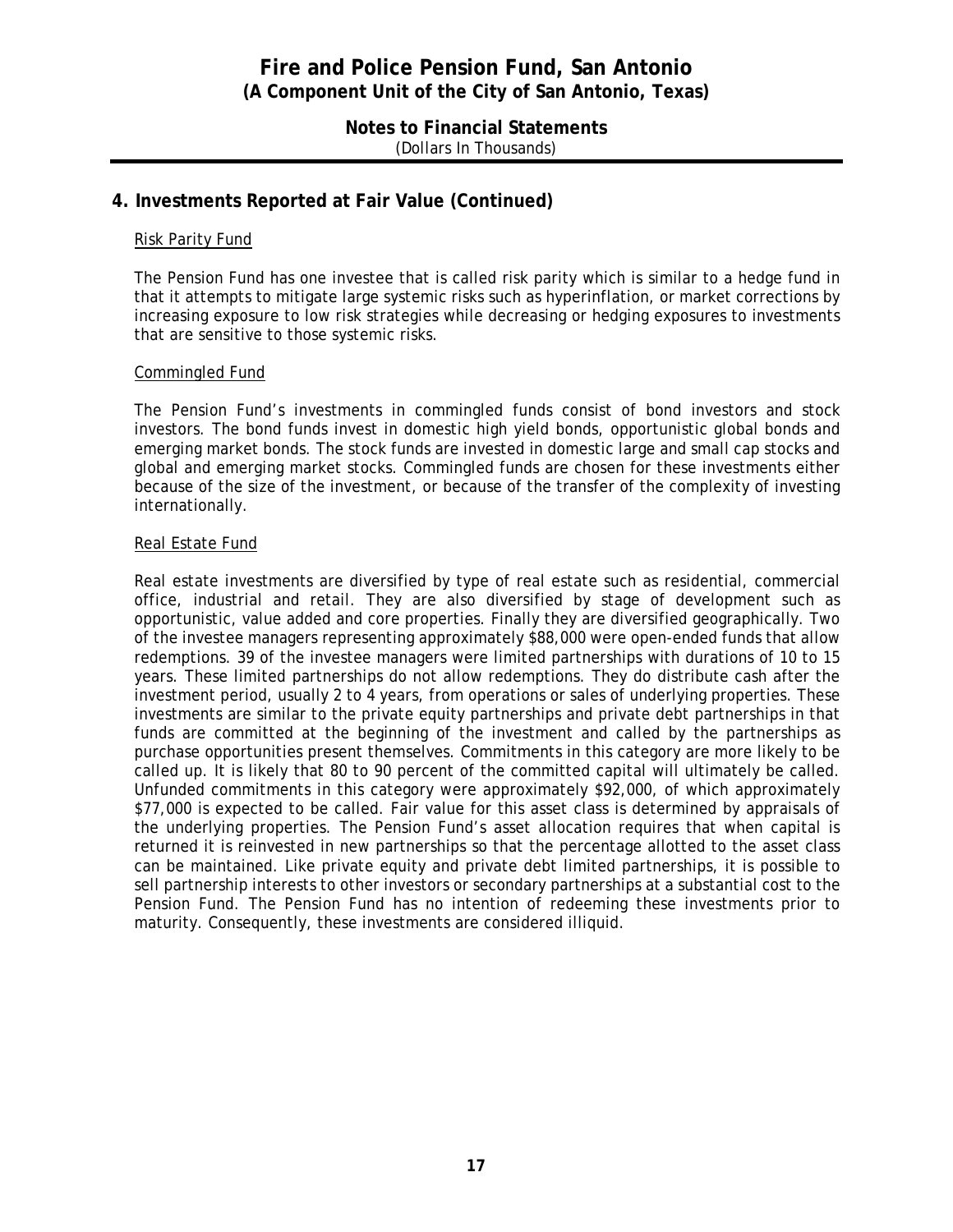## 4. Investments Reported at Fair Value (Continued)

Risk Parity Fund

The Pension Fund has one investee that is called risk parity which is similar to a hedge fund in that it attempts to mitigate large systemic risks such as hyperinflation, or market corrections by increasing exposure to low risk strategies while decreasing or hedging exposures to investments that are sensitive to those systemic risks.

Commingled Fund

The Pension Fund's investments in commingled funds consist of bond investors and stock investors. The bond funds invest in domestic high yield bonds, opportunistic global bonds and emerging market bonds. The stock funds are invested in domestic large and small cap stocks and global and emerging market stocks. Commingled funds are chosen for these investments either because of the size of the investment, or because of the transfer of the complexity of investing internationally.

Real Estate Fund

Real estate investments are diversified by type of real estate such as residential, commercial office, industrial and retail. They are also diversified by stage of development such as opportunistic, value added and core properties. Finally they are diversified geographically. Two of the investee managers representing approximately $88,000 were open-ended funds that allow redemptions. 39 of the investee managers were limited partnerships with durations of 10 to 15 years. These limited partnerships do not allow redemptions. They do distribute cash after the investment period, usually 2 to 4 years, from operations or sales of underlying properties. These investments are similar to the private equity partnerships and private debt partnerships in that funds are committed at the beginning of the investment and called by the partnerships as purchase opportunities present themselves. Commitments in this category are more likely to be called up. It is likely that 80 to 90 percent of the committed capital will ultimately be called. Unfunded commitments in this category were approximately $92,000, of which approximately $77,000 is expected to be called. Fair value for this asset class is determined by appraisals of the underlying properties. The Pension Fund's asset allocation requires that when capital is returned it is reinvested in new partnerships so that the percentage allotted to the asset class can be maintained. Like private equity and private debt limited partnerships, it is possible to sell partnership interests to other investors or secondary partnerships at a substantial cost to the Pension Fund. The Pension Fund has no intention of redeeming these investments prior to maturity. Consequently, these investments are considered illiquid.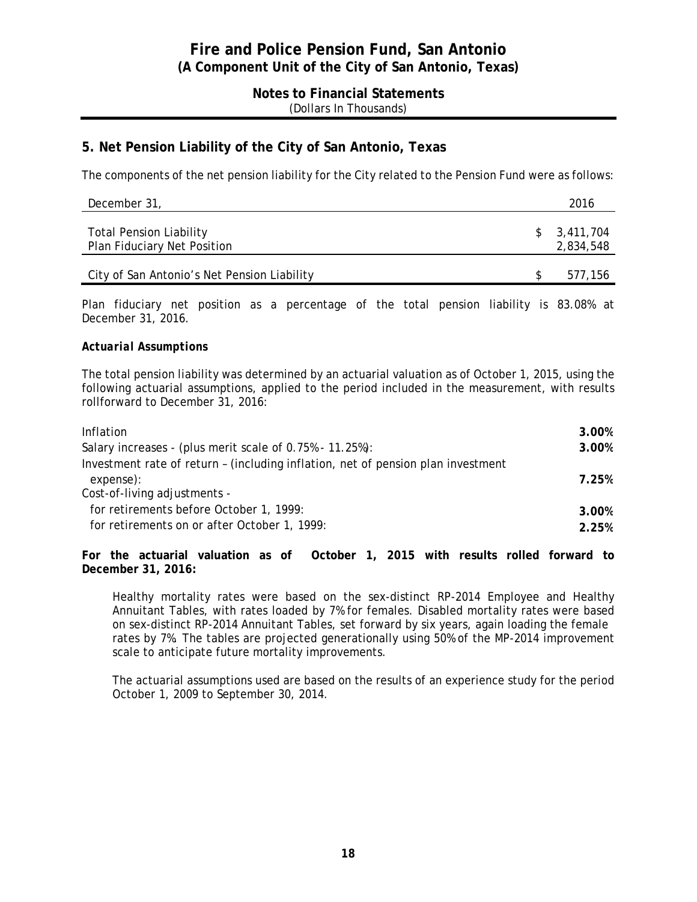# Fire and Police Pension Fund, San Antonio
## (A Component Unit of the City of San Antonio, Texas)

### Notes to Financial Statements
(Dollars In Thousands)

## 5. Net Pension Liability of the City of San Antonio, Texas

The components of the net pension liability for the City related to the Pension Fund were as follows:

| December 31, | 2016 |
|---|---|
| Total Pension Liability | $ 3,411,704 |
| Plan Fiduciary Net Position | 2,834,548 |
| City of San Antonio's Net Pension Liability | $ 577,156 |

Plan fiduciary net position as a percentage of the total pension liability is 83.08% at December 31, 2016.

### *Actuarial Assumptions*

The total pension liability was determined by an actuarial valuation as of October 1, 2015, using the following actuarial assumptions, applied to the period included in the measurement, with results rollforward to December 31, 2016:

| | |
|---|---|
| Inflation | **3.00%** |
| Salary increases - (plus merit scale of 0.75% - 11.25%): | **3.00%** |
| Investment rate of return – (including inflation, net of pension plan investment expense): | **7.25%** |
| Cost-of-living adjustments - | |
| for retirements before October 1, 1999: | **3.00%** |
| for retirements on or after October 1, 1999: | **2.25%** |

**For the actuarial valuation as of October 1, 2015 with results rolled forward to December 31, 2016:**

Healthy mortality rates were based on the sex-distinct RP-2014 Employee and Healthy Annuitant Tables, with rates loaded by 7% for females. Disabled mortality rates were based on sex-distinct RP-2014 Annuitant Tables, set forward by six years, again loading the female rates by 7%. The tables are projected generationally using 50% of the MP-2014 improvement scale to anticipate future mortality improvements.

The actuarial assumptions used are based on the results of an experience study for the period October 1, 2009 to September 30, 2014.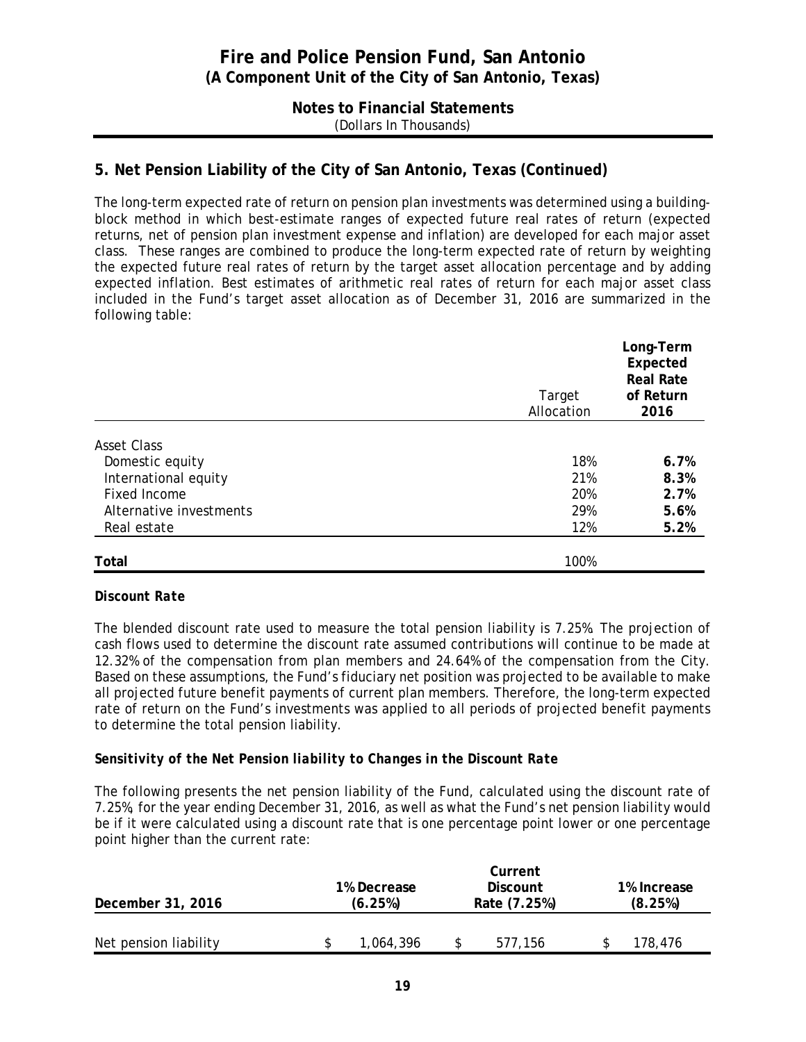## 5. Net Pension Liability of the City of San Antonio, Texas (Continued)

The long-term expected rate of return on pension plan investments was determined using a building-block method in which best-estimate ranges of expected future real rates of return (expected returns, net of pension plan investment expense and inflation) are developed for each major asset class. These ranges are combined to produce the long-term expected rate of return by weighting the expected future real rates of return by the target asset allocation percentage and by adding expected inflation. Best estimates of arithmetic real rates of return for each major asset class included in the Fund's target asset allocation as of December 31, 2016 are summarized in the following table:

| | Target Allocation | Long-Term Expected Real Rate of Return 2016 |
|---|---|---|
| Asset Class | | |
| Domestic equity | 18% | **6.7%** |
| International equity | 21% | **8.3%** |
| Fixed Income | 20% | **2.7%** |
| Alternative investments | 29% | **5.6%** |
| Real estate | 12% | **5.2%** |
| **Total** | 100% | |

### *Discount Rate*

The blended discount rate used to measure the total pension liability is 7.25%. The projection of cash flows used to determine the discount rate assumed contributions will continue to be made at 12.32% of the compensation from plan members and 24.64% of the compensation from the City. Based on these assumptions, the Fund's fiduciary net position was projected to be available to make all projected future benefit payments of current plan members. Therefore, the long-term expected rate of return on the Fund's investments was applied to all periods of projected benefit payments to determine the total pension liability.

### *Sensitivity of the Net Pension liability to Changes in the Discount Rate*

The following presents the net pension liability of the Fund, calculated using the discount rate of 7.25%, for the year ending December 31, 2016, as well as what the Fund's net pension liability would be if it were calculated using a discount rate that is one percentage point lower or one percentage point higher than the current rate:

| December 31, 2016 | 1% Decrease (6.25%) | Current Discount Rate (7.25%) | 1% Increase (8.25%) |
|---|---|---|---|
| Net pension liability | $ 1,064,396 | $ 577,156 | $ 178,476 |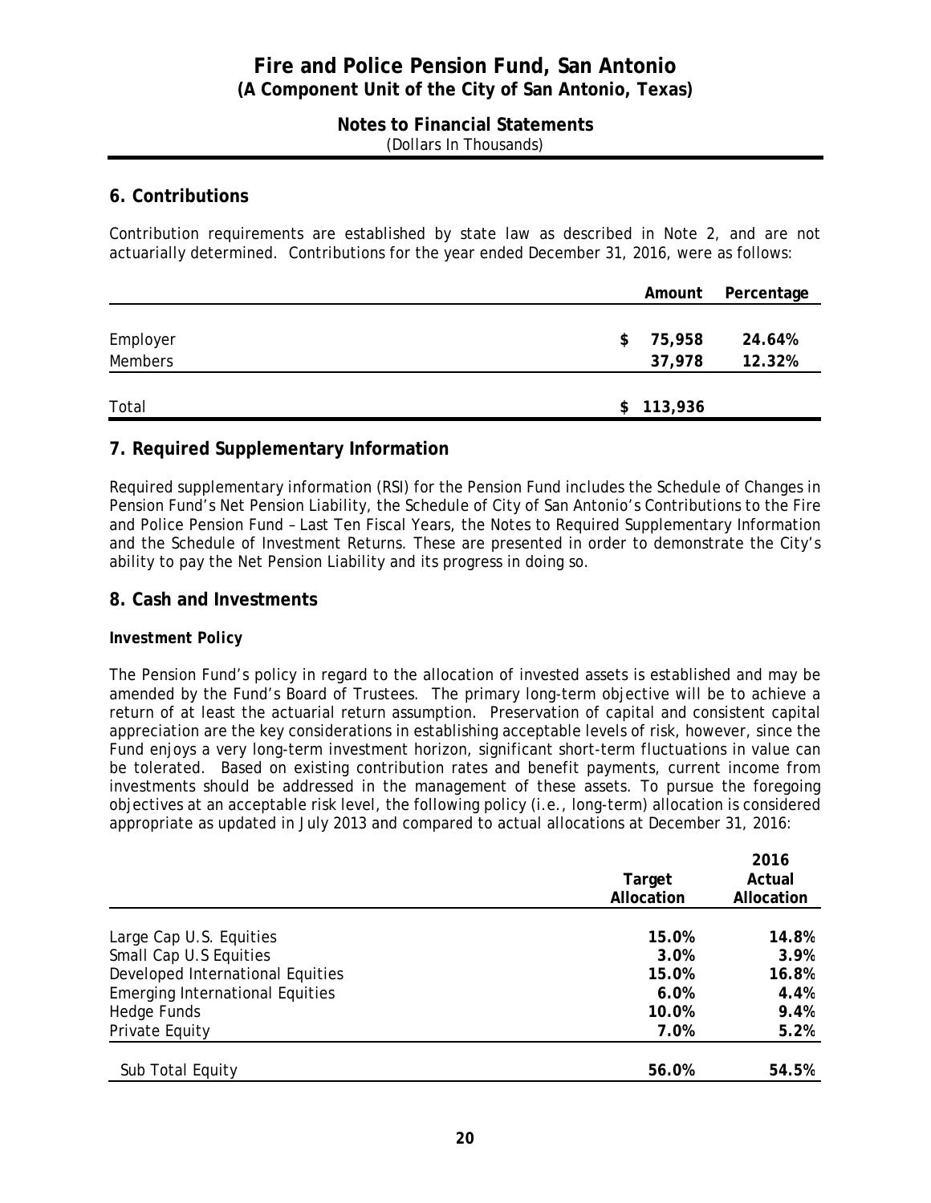## 6. Contributions

Contribution requirements are established by state law as described in Note 2, and are not actuarially determined. Contributions for the year ended December 31, 2016, were as follows:

| | Amount | Percentage |
|---|---|---|
| Employer | $ 75,958 | 24.64% |
| Members | 37,978 | 12.32% |
| Total | $ 113,936 | |

## 7. Required Supplementary Information

Required supplementary information (RSI) for the Pension Fund includes the Schedule of Changes in Pension Fund's Net Pension Liability, the Schedule of City of San Antonio's Contributions to the Fire and Police Pension Fund – Last Ten Fiscal Years, the Notes to Required Supplementary Information and the Schedule of Investment Returns. These are presented in order to demonstrate the City's ability to pay the Net Pension Liability and its progress in doing so.

## 8. Cash and Investments

### Investment Policy

The Pension Fund's policy in regard to the allocation of invested assets is established and may be amended by the Fund's Board of Trustees. The primary long-term objective will be to achieve a return of at least the actuarial return assumption. Preservation of capital and consistent capital appreciation are the key considerations in establishing acceptable levels of risk, however, since the Fund enjoys a very long-term investment horizon, significant short-term fluctuations in value can be tolerated. Based on existing contribution rates and benefit payments, current income from investments should be addressed in the management of these assets. To pursue the foregoing objectives at an acceptable risk level, the following policy (i.e., long-term) allocation is considered appropriate as updated in July 2013 and compared to actual allocations at December 31, 2016:

| | Target Allocation | 2016 Actual Allocation |
|---|---|---|
| Large Cap U.S. Equities | 15.0% | 14.8% |
| Small Cap U.S Equities | 3.0% | 3.9% |
| Developed International Equities | 15.0% | 16.8% |
| Emerging International Equities | 6.0% | 4.4% |
| Hedge Funds | 10.0% | 9.4% |
| Private Equity | 7.0% | 5.2% |
| Sub Total Equity | 56.0% | 54.5% |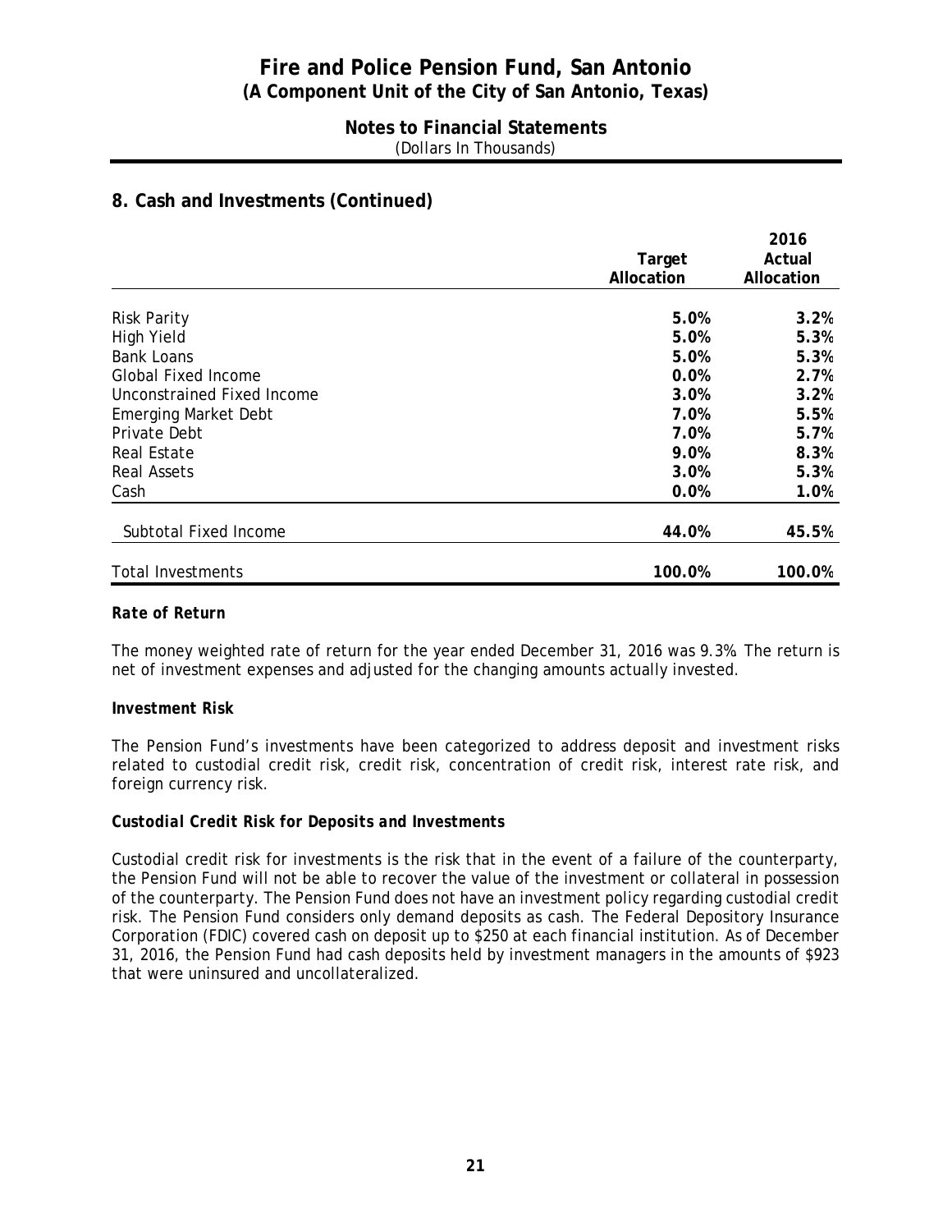# Fire and Police Pension Fund, San Antonio
## (A Component Unit of the City of San Antonio, Texas)

### Notes to Financial Statements
(Dollars In Thousands)

## 8. Cash and Investments (Continued)

| | Target Allocation | 2016 Actual Allocation |
|---|---|---|
| Risk Parity | 5.0% | 3.2% |
| High Yield | 5.0% | 5.3% |
| Bank Loans | 5.0% | 5.3% |
| Global Fixed Income | 0.0% | 2.7% |
| Unconstrained Fixed Income | 3.0% | 3.2% |
| Emerging Market Debt | 7.0% | 5.5% |
| Private Debt | 7.0% | 5.7% |
| Real Estate | 9.0% | 8.3% |
| Real Assets | 3.0% | 5.3% |
| Cash | 0.0% | 1.0% |
| Subtotal Fixed Income | 44.0% | 45.5% |
| Total Investments | 100.0% | 100.0% |

***Rate of Return***

The money weighted rate of return for the year ended December 31, 2016 was 9.3%. The return is net of investment expenses and adjusted for the changing amounts actually invested.

***Investment Risk***

The Pension Fund's investments have been categorized to address deposit and investment risks related to custodial credit risk, credit risk, concentration of credit risk, interest rate risk, and foreign currency risk.

***Custodial Credit Risk for Deposits and Investments***

Custodial credit risk for investments is the risk that in the event of a failure of the counterparty, the Pension Fund will not be able to recover the value of the investment or collateral in possession of the counterparty. The Pension Fund does not have an investment policy regarding custodial credit risk. The Pension Fund considers only demand deposits as cash. The Federal Depository Insurance Corporation (FDIC) covered cash on deposit up to $250 at each financial institution. As of December 31, 2016, the Pension Fund had cash deposits held by investment managers in the amounts of $923 that were uninsured and uncollateralized.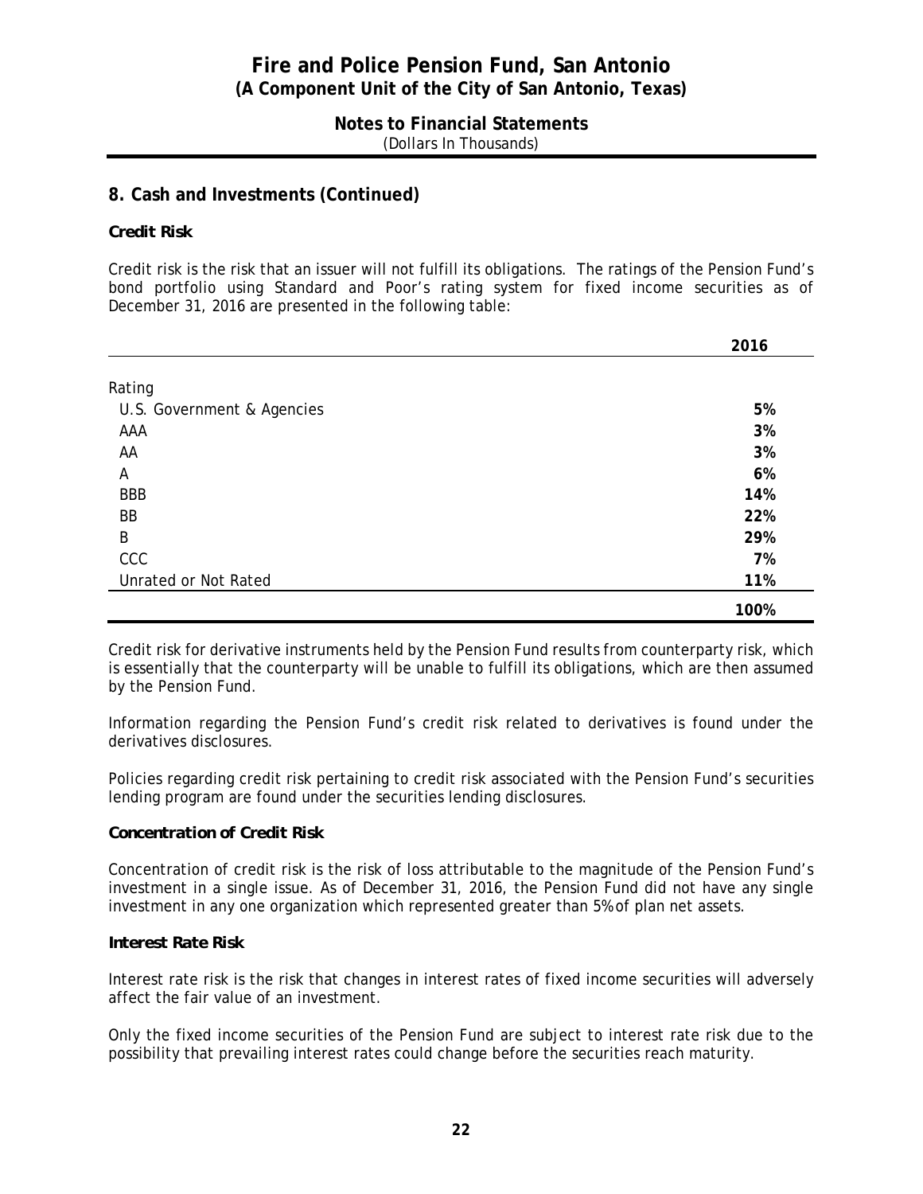## 8. Cash and Investments (Continued)

**Credit Risk**

Credit risk is the risk that an issuer will not fulfill its obligations. The ratings of the Pension Fund's bond portfolio using Standard and Poor's rating system for fixed income securities as of December 31, 2016 are presented in the following table:

| | 2016 |
|---|---|
| Rating | |
| U.S. Government & Agencies | 5% |
| AAA | 3% |
| AA | 3% |
| A | 6% |
| BBB | 14% |
| BB | 22% |
| B | 29% |
| CCC | 7% |
| Unrated or Not Rated | 11% |
| | 100% |

Credit risk for derivative instruments held by the Pension Fund results from counterparty risk, which is essentially that the counterparty will be unable to fulfill its obligations, which are then assumed by the Pension Fund.

Information regarding the Pension Fund's credit risk related to derivatives is found under the derivatives disclosures.

Policies regarding credit risk pertaining to credit risk associated with the Pension Fund's securities lending program are found under the securities lending disclosures.

**Concentration of Credit Risk**

Concentration of credit risk is the risk of loss attributable to the magnitude of the Pension Fund's investment in a single issue. As of December 31, 2016, the Pension Fund did not have any single investment in any one organization which represented greater than 5% of plan net assets.

**Interest Rate Risk**

Interest rate risk is the risk that changes in interest rates of fixed income securities will adversely affect the fair value of an investment.

Only the fixed income securities of the Pension Fund are subject to interest rate risk due to the possibility that prevailing interest rates could change before the securities reach maturity.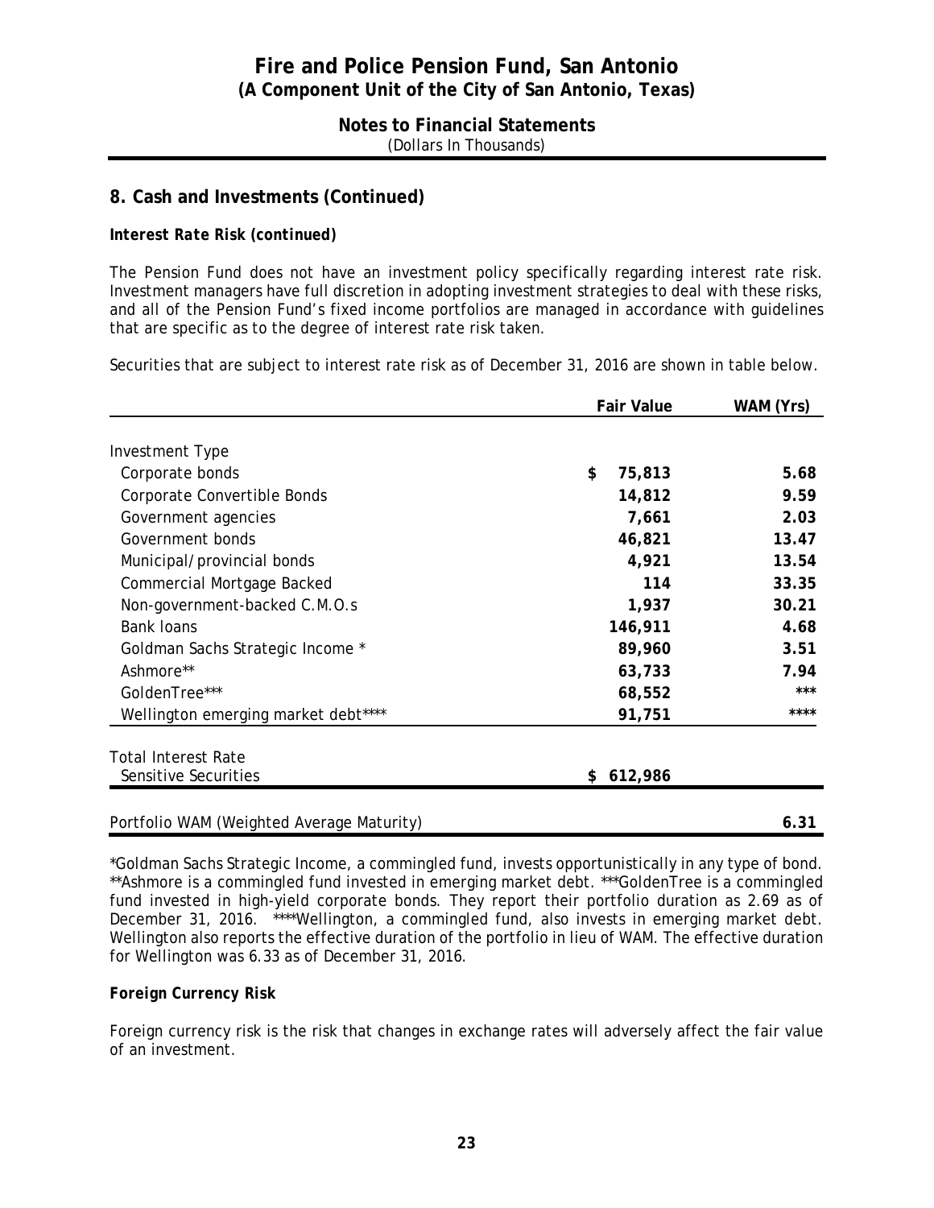## 8. Cash and Investments (Continued)

***Interest Rate Risk (continued)***

The Pension Fund does not have an investment policy specifically regarding interest rate risk. Investment managers have full discretion in adopting investment strategies to deal with these risks, and all of the Pension Fund's fixed income portfolios are managed in accordance with guidelines that are specific as to the degree of interest rate risk taken.

Securities that are subject to interest rate risk as of December 31, 2016 are shown in table below.

| | Fair Value | WAM (Yrs) |
|---|---|---|
| Investment Type | | |
| Corporate bonds | $ 75,813 | 5.68 |
| Corporate Convertible Bonds | 14,812 | 9.59 |
| Government agencies | 7,661 | 2.03 |
| Government bonds | 46,821 | 13.47 |
| Municipal/provincial bonds | 4,921 | 13.54 |
| Commercial Mortgage Backed | 114 | 33.35 |
| Non-government-backed C.M.O.s | 1,937 | 30.21 |
| Bank loans | 146,911 | 4.68 |
| Goldman Sachs Strategic Income * | 89,960 | 3.51 |
| Ashmore** | 63,733 | 7.94 |
| GoldenTree*** | 68,552 | *** |
| Wellington emerging market debt**** | 91,751 | **** |
| Total Interest Rate Sensitive Securities | $ 612,986 | |
| Portfolio WAM (Weighted Average Maturity) | | 6.31 |

*Goldman Sachs Strategic Income, a commingled fund, invests opportunistically in any type of bond. **Ashmore is a commingled fund invested in emerging market debt. ***GoldenTree is a commingled fund invested in high-yield corporate bonds. They report their portfolio duration as 2.69 as of December 31, 2016. ****Wellington, a commingled fund, also invests in emerging market debt. Wellington also reports the effective duration of the portfolio in lieu of WAM. The effective duration for Wellington was 6.33 as of December 31, 2016.

**Foreign Currency Risk**

Foreign currency risk is the risk that changes in exchange rates will adversely affect the fair value of an investment.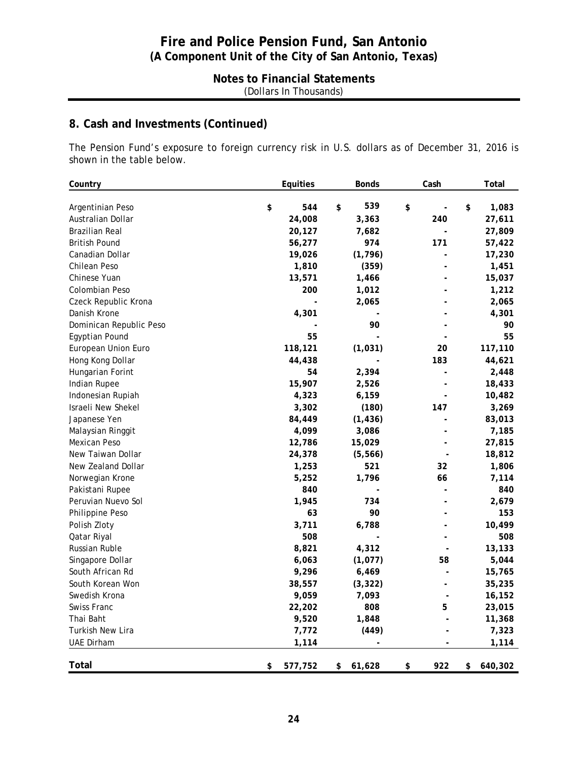# Fire and Police Pension Fund, San Antonio
## (A Component Unit of the City of San Antonio, Texas)

### Notes to Financial Statements
(Dollars In Thousands)

## 8. Cash and Investments (Continued)

The Pension Fund's exposure to foreign currency risk in U.S. dollars as of December 31, 2016 is shown in the table below.

| Country | Equities | Bonds | Cash | Total |
|---|---|---|---|---|
| Argentinian Peso | $ 544 | $ 539 | $ - | $ 1,083 |
| Australian Dollar | 24,008 | 3,363 | 240 | 27,611 |
| Brazilian Real | 20,127 | 7,682 | - | 27,809 |
| British Pound | 56,277 | 974 | 171 | 57,422 |
| Canadian Dollar | 19,026 | (1,796) | - | 17,230 |
| Chilean Peso | 1,810 | (359) | - | 1,451 |
| Chinese Yuan | 13,571 | 1,466 | - | 15,037 |
| Colombian Peso | 200 | 1,012 | - | 1,212 |
| Czeck Republic Krona | - | 2,065 | - | 2,065 |
| Danish Krone | 4,301 | - | - | 4,301 |
| Dominican Republic Peso | - | 90 | - | 90 |
| Egyptian Pound | 55 | - | - | 55 |
| European Union Euro | 118,121 | (1,031) | 20 | 117,110 |
| Hong Kong Dollar | 44,438 | - | 183 | 44,621 |
| Hungarian Forint | 54 | 2,394 | - | 2,448 |
| Indian Rupee | 15,907 | 2,526 | - | 18,433 |
| Indonesian Rupiah | 4,323 | 6,159 | - | 10,482 |
| Israeli New Shekel | 3,302 | (180) | 147 | 3,269 |
| Japanese Yen | 84,449 | (1,436) | - | 83,013 |
| Malaysian Ringgit | 4,099 | 3,086 | - | 7,185 |
| Mexican Peso | 12,786 | 15,029 | - | 27,815 |
| New Taiwan Dollar | 24,378 | (5,566) | - | 18,812 |
| New Zealand Dollar | 1,253 | 521 | 32 | 1,806 |
| Norwegian Krone | 5,252 | 1,796 | 66 | 7,114 |
| Pakistani Rupee | 840 | - | - | 840 |
| Peruvian Nuevo Sol | 1,945 | 734 | - | 2,679 |
| Philippine Peso | 63 | 90 | - | 153 |
| Polish Zloty | 3,711 | 6,788 | - | 10,499 |
| Qatar Riyal | 508 | - | - | 508 |
| Russian Ruble | 8,821 | 4,312 | - | 13,133 |
| Singapore Dollar | 6,063 | (1,077) | 58 | 5,044 |
| South African Rd | 9,296 | 6,469 | - | 15,765 |
| South Korean Won | 38,557 | (3,322) | - | 35,235 |
| Swedish Krona | 9,059 | 7,093 | - | 16,152 |
| Swiss Franc | 22,202 | 808 | 5 | 23,015 |
| Thai Baht | 9,520 | 1,848 | - | 11,368 |
| Turkish New Lira | 7,772 | (449) | - | 7,323 |
| UAE Dirham | 1,114 | - | - | 1,114 |
| **Total** | $ 577,752 | $ 61,628 | $ 922 | $ 640,302 |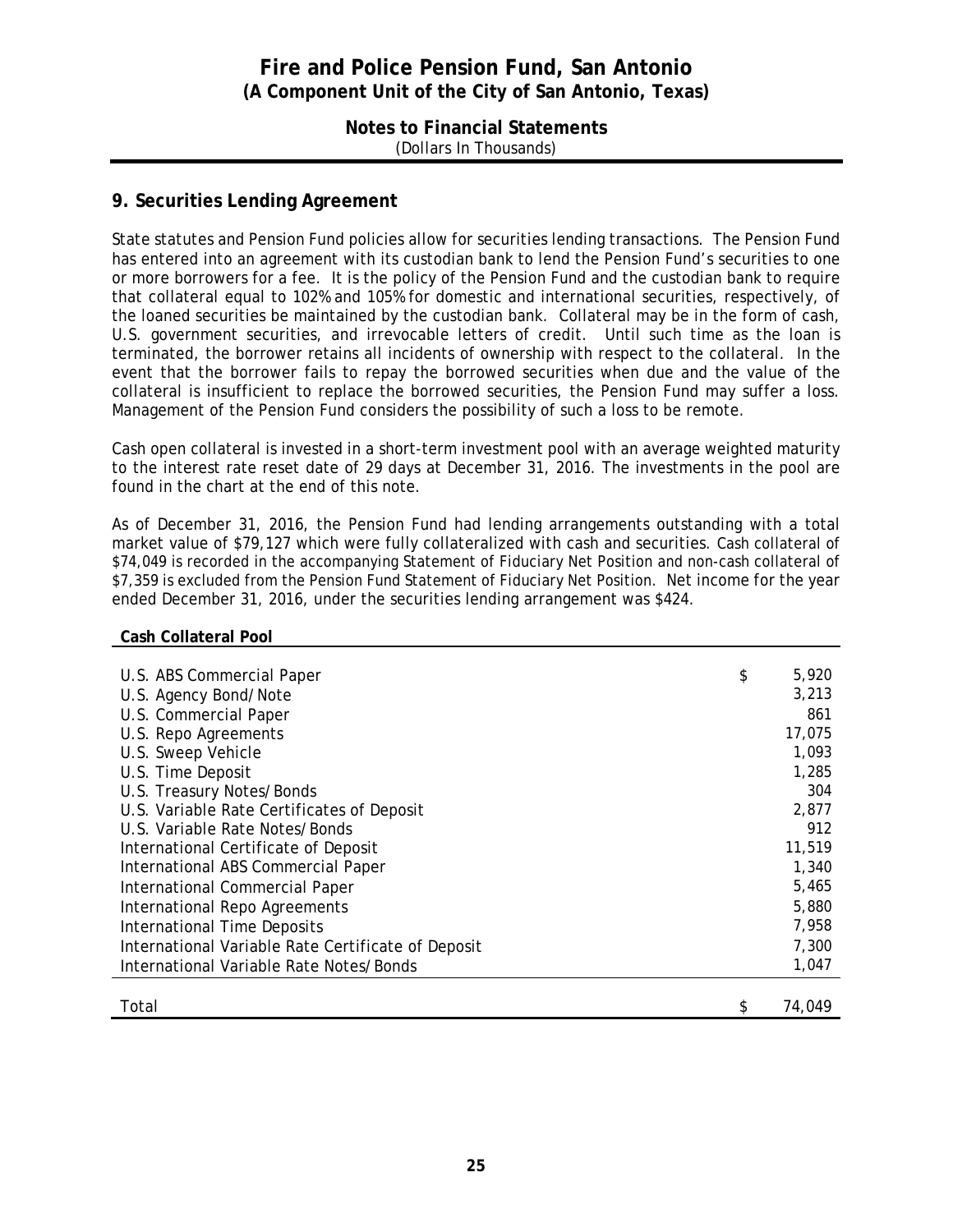## 9. Securities Lending Agreement

State statutes and Pension Fund policies allow for securities lending transactions. The Pension Fund has entered into an agreement with its custodian bank to lend the Pension Fund's securities to one or more borrowers for a fee. It is the policy of the Pension Fund and the custodian bank to require that collateral equal to 102% and 105% for domestic and international securities, respectively, of the loaned securities be maintained by the custodian bank. Collateral may be in the form of cash, U.S. government securities, and irrevocable letters of credit. Until such time as the loan is terminated, the borrower retains all incidents of ownership with respect to the collateral. In the event that the borrower fails to repay the borrowed securities when due and the value of the collateral is insufficient to replace the borrowed securities, the Pension Fund may suffer a loss. Management of the Pension Fund considers the possibility of such a loss to be remote.

Cash open collateral is invested in a short-term investment pool with an average weighted maturity to the interest rate reset date of 29 days at December 31, 2016. The investments in the pool are found in the chart at the end of this note.

As of December 31, 2016, the Pension Fund had lending arrangements outstanding with a total market value of $79,127 which were fully collateralized with cash and securities. Cash collateral of $74,049 is recorded in the accompanying Statement of Fiduciary Net Position and non-cash collateral of $7,359 is excluded from the Pension Fund Statement of Fiduciary Net Position. Net income for the year ended December 31, 2016, under the securities lending arrangement was $424.

| **Cash Collateral Pool** | |
|---|---|
| U.S. ABS Commercial Paper | $ 5,920 |
| U.S. Agency Bond/Note | 3,213 |
| U.S. Commercial Paper | 861 |
| U.S. Repo Agreements | 17,075 |
| U.S. Sweep Vehicle | 1,093 |
| U.S. Time Deposit | 1,285 |
| U.S. Treasury Notes/Bonds | 304 |
| U.S. Variable Rate Certificates of Deposit | 2,877 |
| U.S. Variable Rate Notes/Bonds | 912 |
| International Certificate of Deposit | 11,519 |
| International ABS Commercial Paper | 1,340 |
| International Commercial Paper | 5,465 |
| International Repo Agreements | 5,880 |
| International Time Deposits | 7,958 |
| International Variable Rate Certificate of Deposit | 7,300 |
| International Variable Rate Notes/Bonds | 1,047 |
| Total | $ 74,049 |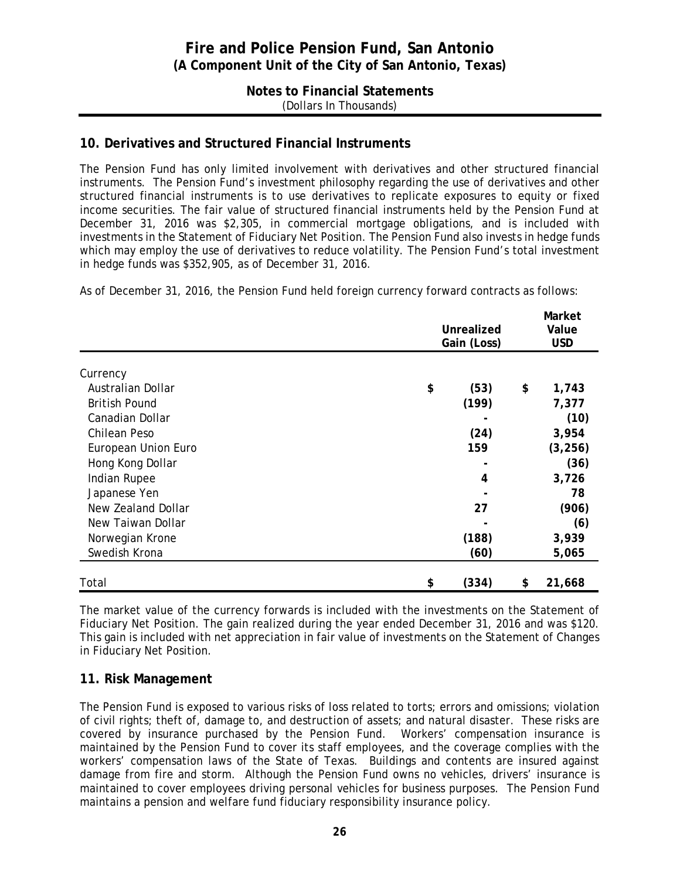## 10. Derivatives and Structured Financial Instruments

The Pension Fund has only limited involvement with derivatives and other structured financial instruments. The Pension Fund's investment philosophy regarding the use of derivatives and other structured financial instruments is to use derivatives to replicate exposures to equity or fixed income securities. The fair value of structured financial instruments held by the Pension Fund at December 31, 2016 was $2,305, in commercial mortgage obligations, and is included with investments in the Statement of Fiduciary Net Position. The Pension Fund also invests in hedge funds which may employ the use of derivatives to reduce volatility. The Pension Fund's total investment in hedge funds was $352,905, as of December 31, 2016.

As of December 31, 2016, the Pension Fund held foreign currency forward contracts as follows:

| | Unrealized Gain (Loss) | Market Value USD |
|---|---|---|
| Currency | | |
| Australian Dollar | $ (53) | $ 1,743 |
| British Pound | (199) | 7,377 |
| Canadian Dollar | - | (10) |
| Chilean Peso | (24) | 3,954 |
| European Union Euro | 159 | (3,256) |
| Hong Kong Dollar | - | (36) |
| Indian Rupee | 4 | 3,726 |
| Japanese Yen | - | 78 |
| New Zealand Dollar | 27 | (906) |
| New Taiwan Dollar | - | (6) |
| Norwegian Krone | (188) | 3,939 |
| Swedish Krona | (60) | 5,065 |
| Total | $ (334) | $ 21,668 |

The market value of the currency forwards is included with the investments on the Statement of Fiduciary Net Position. The gain realized during the year ended December 31, 2016 and was $120. This gain is included with net appreciation in fair value of investments on the Statement of Changes in Fiduciary Net Position.

## 11. Risk Management

The Pension Fund is exposed to various risks of loss related to torts; errors and omissions; violation of civil rights; theft of, damage to, and destruction of assets; and natural disaster. These risks are covered by insurance purchased by the Pension Fund. Workers' compensation insurance is maintained by the Pension Fund to cover its staff employees, and the coverage complies with the workers' compensation laws of the State of Texas. Buildings and contents are insured against damage from fire and storm. Although the Pension Fund owns no vehicles, drivers' insurance is maintained to cover employees driving personal vehicles for business purposes. The Pension Fund maintains a pension and welfare fund fiduciary responsibility insurance policy.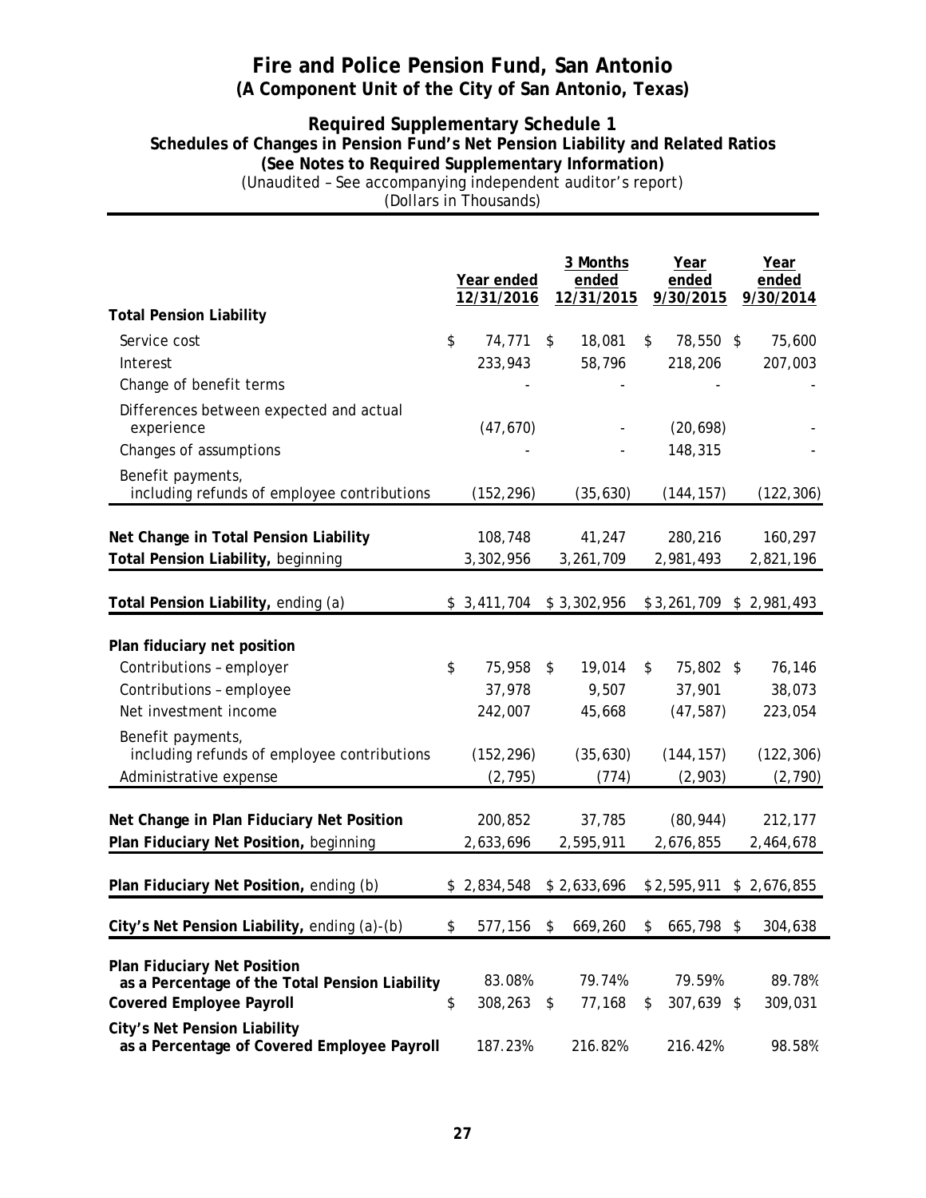# Fire and Police Pension Fund, San Antonio
## (A Component Unit of the City of San Antonio, Texas)

### Required Supplementary Schedule 1
### Schedules of Changes in Pension Fund's Net Pension Liability and Related Ratios
### (See Notes to Required Supplementary Information)

(Unaudited – See accompanying independent auditor's report)
(Dollars in Thousands)

| | Year ended 12/31/2016 | 3 Months ended 12/31/2015 | Year ended 9/30/2015 | Year ended 9/30/2014 |
|---|---|---|---|---|
| **Total Pension Liability** | | | | |
| Service cost | $ 74,771 | $ 18,081 | $ 78,550 | $ 75,600 |
| Interest | 233,943 | 58,796 | 218,206 | 207,003 |
| Change of benefit terms | - | - | - | - |
| Differences between expected and actual experience | (47,670) | - | (20,698) | - |
| Changes of assumptions | - | - | 148,315 | - |
| Benefit payments, including refunds of employee contributions | (152,296) | (35,630) | (144,157) | (122,306) |
| **Net Change in Total Pension Liability** | 108,748 | 41,247 | 280,216 | 160,297 |
| **Total Pension Liability,** beginning | 3,302,956 | 3,261,709 | 2,981,493 | 2,821,196 |
| **Total Pension Liability,** ending (a) | $ 3,411,704 | $ 3,302,956 | $ 3,261,709 | $ 2,981,493 |
| **Plan fiduciary net position** | | | | |
| Contributions – employer | $ 75,958 | $ 19,014 | $ 75,802 | $ 76,146 |
| Contributions – employee | 37,978 | 9,507 | 37,901 | 38,073 |
| Net investment income | 242,007 | 45,668 | (47,587) | 223,054 |
| Benefit payments, including refunds of employee contributions | (152,296) | (35,630) | (144,157) | (122,306) |
| Administrative expense | (2,795) | (774) | (2,903) | (2,790) |
| **Net Change in Plan Fiduciary Net Position** | 200,852 | 37,785 | (80,944) | 212,177 |
| **Plan Fiduciary Net Position,** beginning | 2,633,696 | 2,595,911 | 2,676,855 | 2,464,678 |
| **Plan Fiduciary Net Position,** ending (b) | $ 2,834,548 | $ 2,633,696 | $ 2,595,911 | $ 2,676,855 |
| **City's Net Pension Liability,** ending (a)-(b) | $ 577,156 | $ 669,260 | $ 665,798 | $ 304,638 |
| **Plan Fiduciary Net Position as a Percentage of the Total Pension Liability** | 83.08% | 79.74% | 79.59% | 89.78% |
| **Covered Employee Payroll** | $ 308,263 | $ 77,168 | $ 307,639 | $ 309,031 |
| **City's Net Pension Liability as a Percentage of Covered Employee Payroll** | 187.23% | 216.82% | 216.42% | 98.58% |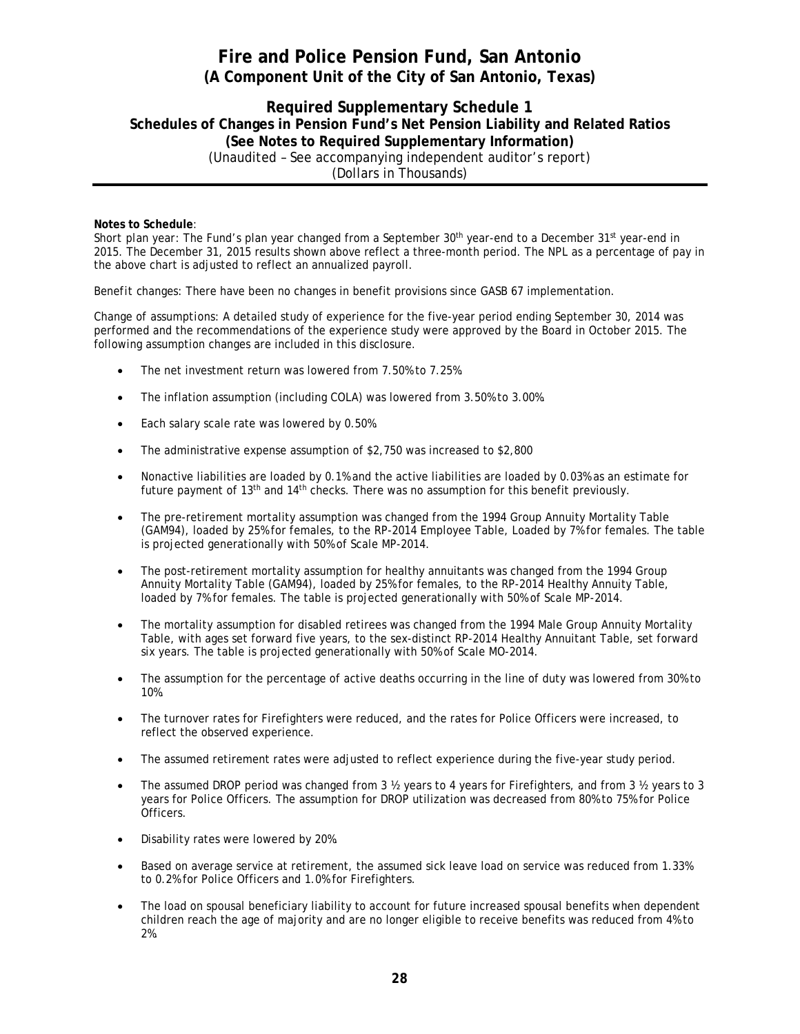# Fire and Police Pension Fund, San Antonio
## (A Component Unit of the City of San Antonio, Texas)

### Required Supplementary Schedule 1
### Schedules of Changes in Pension Fund's Net Pension Liability and Related Ratios
### (See Notes to Required Supplementary Information)

(Unaudited – See accompanying independent auditor's report)
(Dollars in Thousands)

**Notes to Schedule**:
Short plan year: The Fund's plan year changed from a September 30th year-end to a December 31st year-end in 2015. The December 31, 2015 results shown above reflect a three-month period. The NPL as a percentage of pay in the above chart is adjusted to reflect an annualized payroll.

Benefit changes: There have been no changes in benefit provisions since GASB 67 implementation.

Change of assumptions: A detailed study of experience for the five-year period ending September 30, 2014 was performed and the recommendations of the experience study were approved by the Board in October 2015. The following assumption changes are included in this disclosure.

- The net investment return was lowered from 7.50% to 7.25%.
- The inflation assumption (including COLA) was lowered from 3.50% to 3.00%.
- Each salary scale rate was lowered by 0.50%.
- The administrative expense assumption of $2,750 was increased to $2,800
- Nonactive liabilities are loaded by 0.1% and the active liabilities are loaded by 0.03% as an estimate for future payment of 13th and 14th checks. There was no assumption for this benefit previously.
- The pre-retirement mortality assumption was changed from the 1994 Group Annuity Mortality Table (GAM94), loaded by 25% for females, to the RP-2014 Employee Table, Loaded by 7% for females. The table is projected generationally with 50% of Scale MP-2014.
- The post-retirement mortality assumption for healthy annuitants was changed from the 1994 Group Annuity Mortality Table (GAM94), loaded by 25% for females, to the RP-2014 Healthy Annuity Table, loaded by 7% for females. The table is projected generationally with 50% of Scale MP-2014.
- The mortality assumption for disabled retirees was changed from the 1994 Male Group Annuity Mortality Table, with ages set forward five years, to the sex-distinct RP-2014 Healthy Annuitant Table, set forward six years. The table is projected generationally with 50% of Scale MO-2014.
- The assumption for the percentage of active deaths occurring in the line of duty was lowered from 30% to 10%.
- The turnover rates for Firefighters were reduced, and the rates for Police Officers were increased, to reflect the observed experience.
- The assumed retirement rates were adjusted to reflect experience during the five-year study period.
- The assumed DROP period was changed from 3 ½ years to 4 years for Firefighters, and from 3 ½ years to 3 years for Police Officers. The assumption for DROP utilization was decreased from 80% to 75% for Police Officers.
- Disability rates were lowered by 20%.
- Based on average service at retirement, the assumed sick leave load on service was reduced from 1.33% to 0.2% for Police Officers and 1.0% for Firefighters.
- The load on spousal beneficiary liability to account for future increased spousal benefits when dependent children reach the age of majority and are no longer eligible to receive benefits was reduced from 4% to 2%.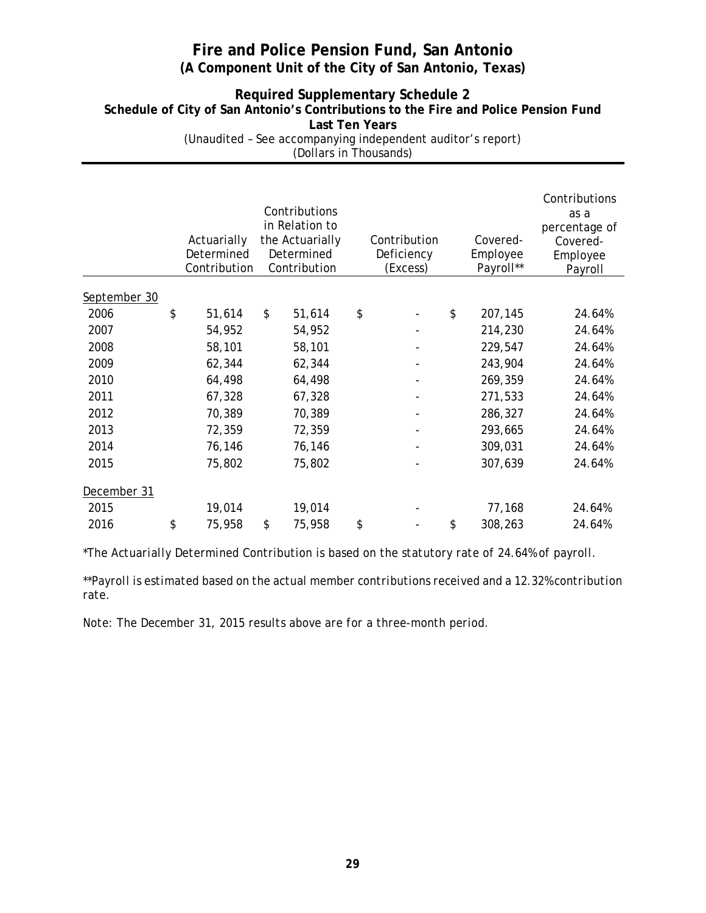# Fire and Police Pension Fund, San Antonio
## (A Component Unit of the City of San Antonio, Texas)

### Required Supplementary Schedule 2
### Schedule of City of San Antonio's Contributions to the Fire and Police Pension Fund
### Last Ten Years

(Unaudited – See accompanying independent auditor's report)
(Dollars in Thousands)

| | Actuarially Determined Contribution | Contributions in Relation to the Actuarially Determined Contribution | Contribution Deficiency (Excess) | Covered-Employee Payroll** | Contributions as a percentage of Covered-Employee Payroll |
|---|---|---|---|---|---|
| September 30 | | | | | |
| 2006 | $ 51,614 | $ 51,614 | $ - | $ 207,145 | 24.64% |
| 2007 | 54,952 | 54,952 | - | 214,230 | 24.64% |
| 2008 | 58,101 | 58,101 | - | 229,547 | 24.64% |
| 2009 | 62,344 | 62,344 | - | 243,904 | 24.64% |
| 2010 | 64,498 | 64,498 | - | 269,359 | 24.64% |
| 2011 | 67,328 | 67,328 | - | 271,533 | 24.64% |
| 2012 | 70,389 | 70,389 | - | 286,327 | 24.64% |
| 2013 | 72,359 | 72,359 | - | 293,665 | 24.64% |
| 2014 | 76,146 | 76,146 | - | 309,031 | 24.64% |
| 2015 | 75,802 | 75,802 | - | 307,639 | 24.64% |
| December 31 | | | | | |
| 2015 | 19,014 | 19,014 | - | 77,168 | 24.64% |
| 2016 | $ 75,958 | $ 75,958 | $ - | $ 308,263 | 24.64% |

*The Actuarially Determined Contribution is based on the statutory rate of 24.64% of payroll.*

*\*\*Payroll is estimated based on the actual member contributions received and a 12.32% contribution rate.*

*Note: The December 31, 2015 results above are for a three-month period.*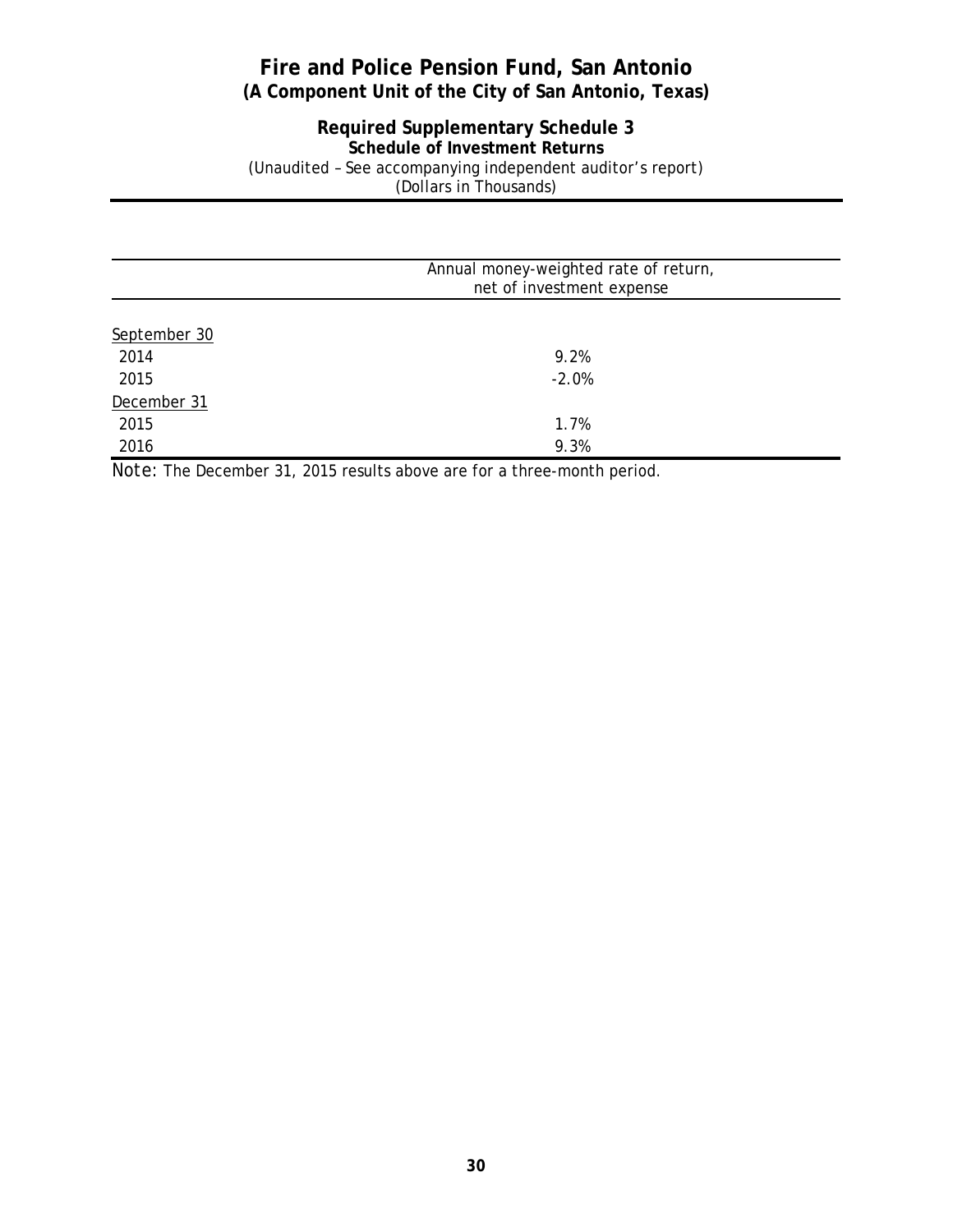# Fire and Police Pension Fund, San Antonio
## (A Component Unit of the City of San Antonio, Texas)

### Required Supplementary Schedule 3
**Schedule of Investment Returns**

(Unaudited – See accompanying independent auditor's report)
(Dollars in Thousands)

| | Annual money-weighted rate of return, net of investment expense |
|---|---|
| September 30 | |
| 2014 | 9.2% |
| 2015 | -2.0% |
| December 31 | |
| 2015 | 1.7% |
| 2016 | 9.3% |

Note: The December 31, 2015 results above are for a three-month period.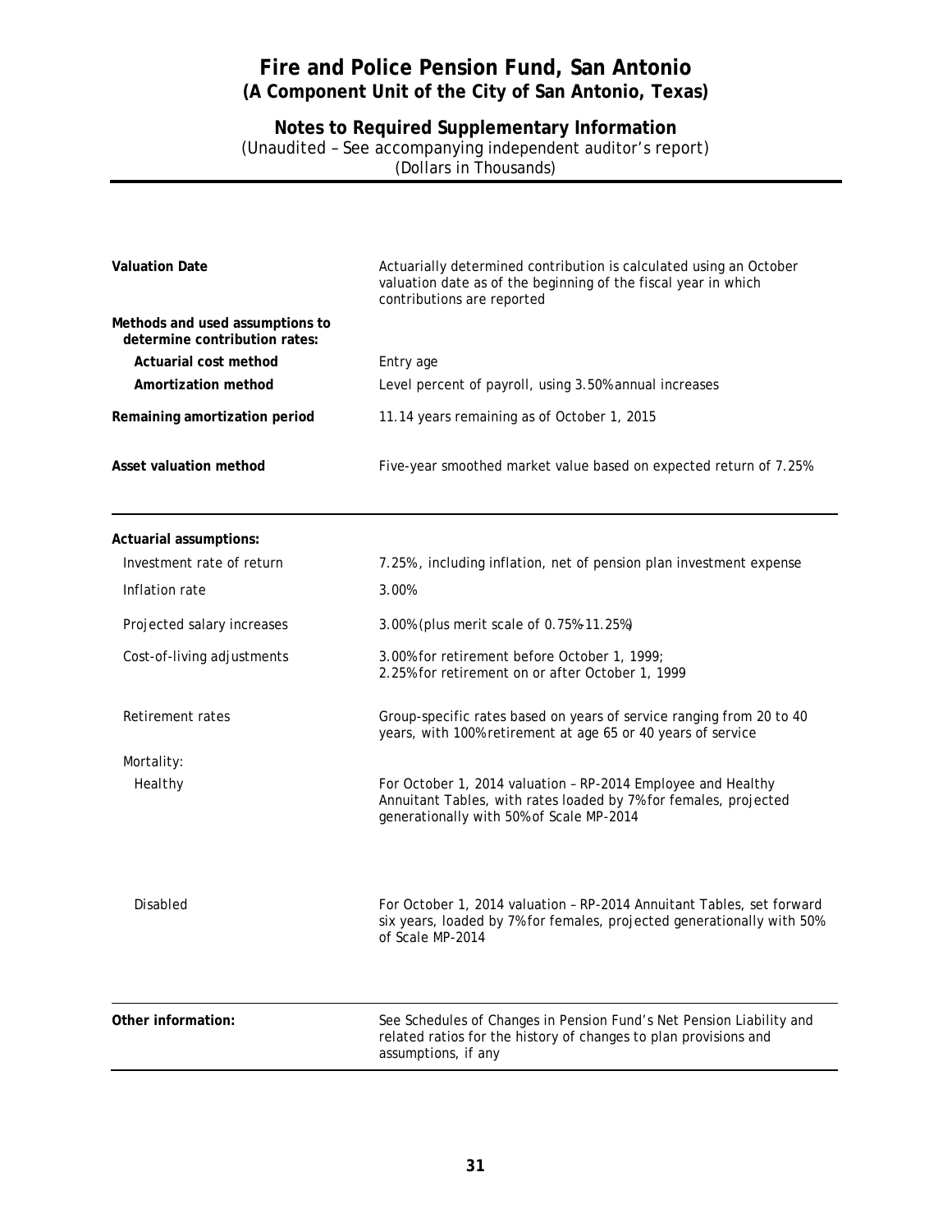# Fire and Police Pension Fund, San Antonio
## (A Component Unit of the City of San Antonio, Texas)

### Notes to Required Supplementary Information
(Unaudited – See accompanying independent auditor's report)
(Dollars in Thousands)

| | |
|---|---|
| **Valuation Date** | Actuarially determined contribution is calculated using an October valuation date as of the beginning of the fiscal year in which contributions are reported |
| **Methods and used assumptions to determine contribution rates:** | |
| **Actuarial cost method** | Entry age |
| **Amortization method** | Level percent of payroll, using 3.50% annual increases |
| **Remaining amortization period** | 11.14 years remaining as of October 1, 2015 |
| **Asset valuation method** | Five-year smoothed market value based on expected return of 7.25% |
| **Actuarial assumptions:** | |
| Investment rate of return | 7.25%, including inflation, net of pension plan investment expense |
| Inflation rate | 3.00% |
| Projected salary increases | 3.00% (plus merit scale of 0.75%-11.25%) |
| Cost-of-living adjustments | 3.00% for retirement before October 1, 1999; 2.25% for retirement on or after October 1, 1999 |
| Retirement rates | Group-specific rates based on years of service ranging from 20 to 40 years, with 100% retirement at age 65 or 40 years of service |
| Mortality: | |
| Healthy | For October 1, 2014 valuation – RP-2014 Employee and Healthy Annuitant Tables, with rates loaded by 7% for females, projected generationally with 50% of Scale MP-2014 |
| Disabled | For October 1, 2014 valuation – RP-2014 Annuitant Tables, set forward six years, loaded by 7% for females, projected generationally with 50% of Scale MP-2014 |
| **Other information:** | See Schedules of Changes in Pension Fund's Net Pension Liability and related ratios for the history of changes to plan provisions and assumptions, if any |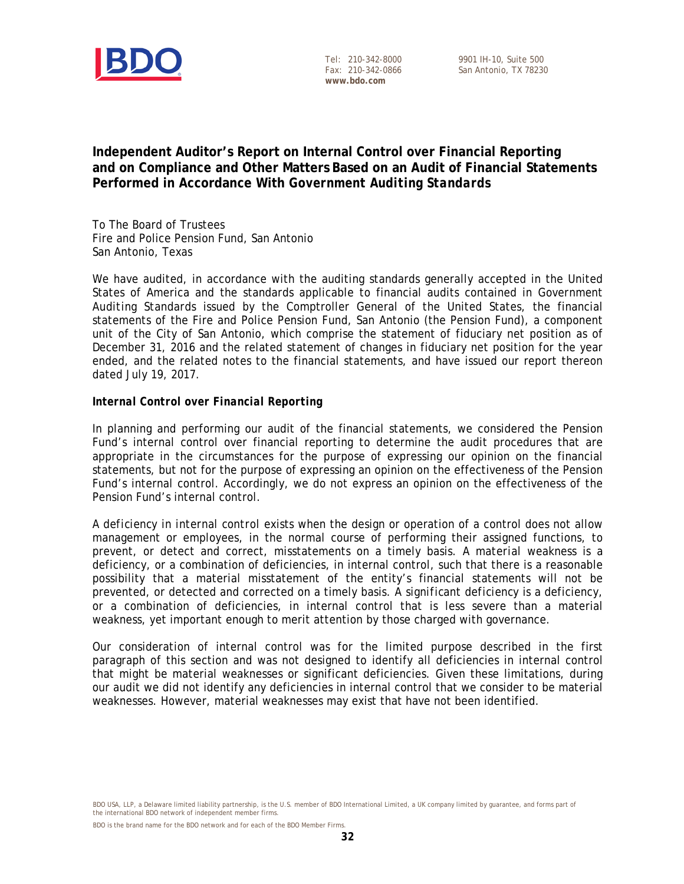BDO

Tel: 210-342-8000
Fax: 210-342-0866
www.bdo.com

9901 IH-10, Suite 500
San Antonio, TX 78230

## Independent Auditor's Report on Internal Control over Financial Reporting and on Compliance and Other Matters Based on an Audit of Financial Statements Performed in Accordance With *Government Auditing Standards*

To The Board of Trustees
Fire and Police Pension Fund, San Antonio
San Antonio, Texas

We have audited, in accordance with the auditing standards generally accepted in the United States of America and the standards applicable to financial audits contained in Government Auditing Standards issued by the Comptroller General of the United States, the financial statements of the Fire and Police Pension Fund, San Antonio (the Pension Fund), a component unit of the City of San Antonio, which comprise the statement of fiduciary net position as of December 31, 2016 and the related statement of changes in fiduciary net position for the year ended, and the related notes to the financial statements, and have issued our report thereon dated July 19, 2017.

### *Internal Control over Financial Reporting*

In planning and performing our audit of the financial statements, we considered the Pension Fund's internal control over financial reporting to determine the audit procedures that are appropriate in the circumstances for the purpose of expressing our opinion on the financial statements, but not for the purpose of expressing an opinion on the effectiveness of the Pension Fund's internal control. Accordingly, we do not express an opinion on the effectiveness of the Pension Fund's internal control.

A *deficiency in internal control* exists when the design or operation of a control does not allow management or employees, in the normal course of performing their assigned functions, to prevent, or detect and correct, misstatements on a timely basis. A *material weakness* is a deficiency, or a combination of deficiencies, in internal control, such that there is a reasonable possibility that a material misstatement of the entity's financial statements will not be prevented, or detected and corrected on a timely basis. A *significant deficiency* is a deficiency, or a combination of deficiencies, in internal control that is less severe than a material weakness, yet important enough to merit attention by those charged with governance.

Our consideration of internal control was for the limited purpose described in the first paragraph of this section and was not designed to identify all deficiencies in internal control that might be material weaknesses or significant deficiencies. Given these limitations, during our audit we did not identify any deficiencies in internal control that we consider to be material weaknesses. However, material weaknesses may exist that have not been identified.

BDO USA, LLP, a Delaware limited liability partnership, is the U.S. member of BDO International Limited, a UK company limited by guarantee, and forms part of the international BDO network of independent member firms.

BDO is the brand name for the BDO network and for each of the BDO Member Firms.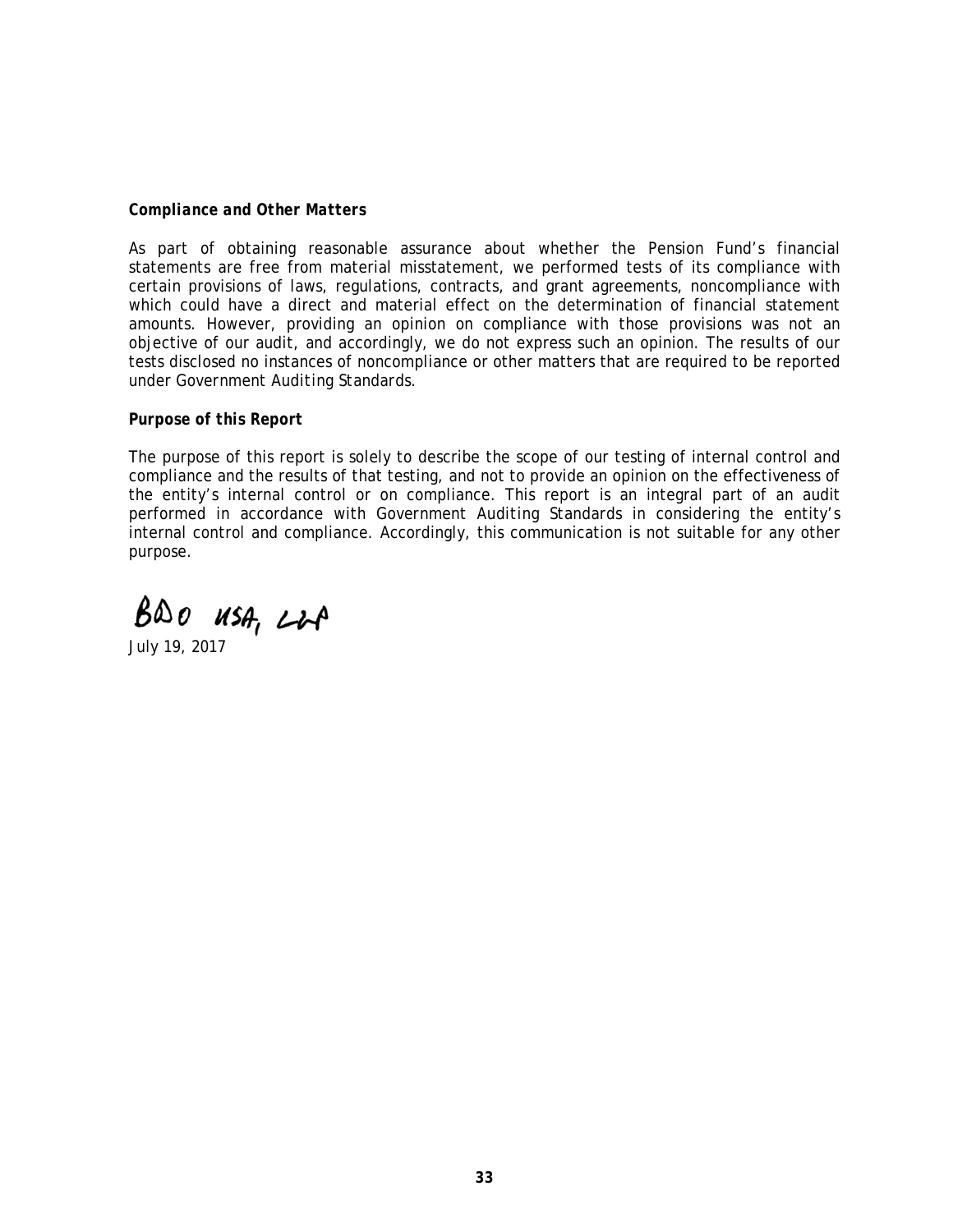***Compliance and Other Matters***

As part of obtaining reasonable assurance about whether the Pension Fund's financial statements are free from material misstatement, we performed tests of its compliance with certain provisions of laws, regulations, contracts, and grant agreements, noncompliance with which could have a direct and material effect on the determination of financial statement amounts. However, providing an opinion on compliance with those provisions was not an objective of our audit, and accordingly, we do not express such an opinion. The results of our tests disclosed no instances of noncompliance or other matters that are required to be reported under *Government Auditing Standards*.

***Purpose of this Report***

The purpose of this report is solely to describe the scope of our testing of internal control and compliance and the results of that testing, and not to provide an opinion on the effectiveness of the entity's internal control or on compliance. This report is an integral part of an audit performed in accordance with *Government Auditing Standards* in considering the entity's internal control and compliance. Accordingly, this communication is not suitable for any other purpose.

BDO USA, LLP

July 19, 2017